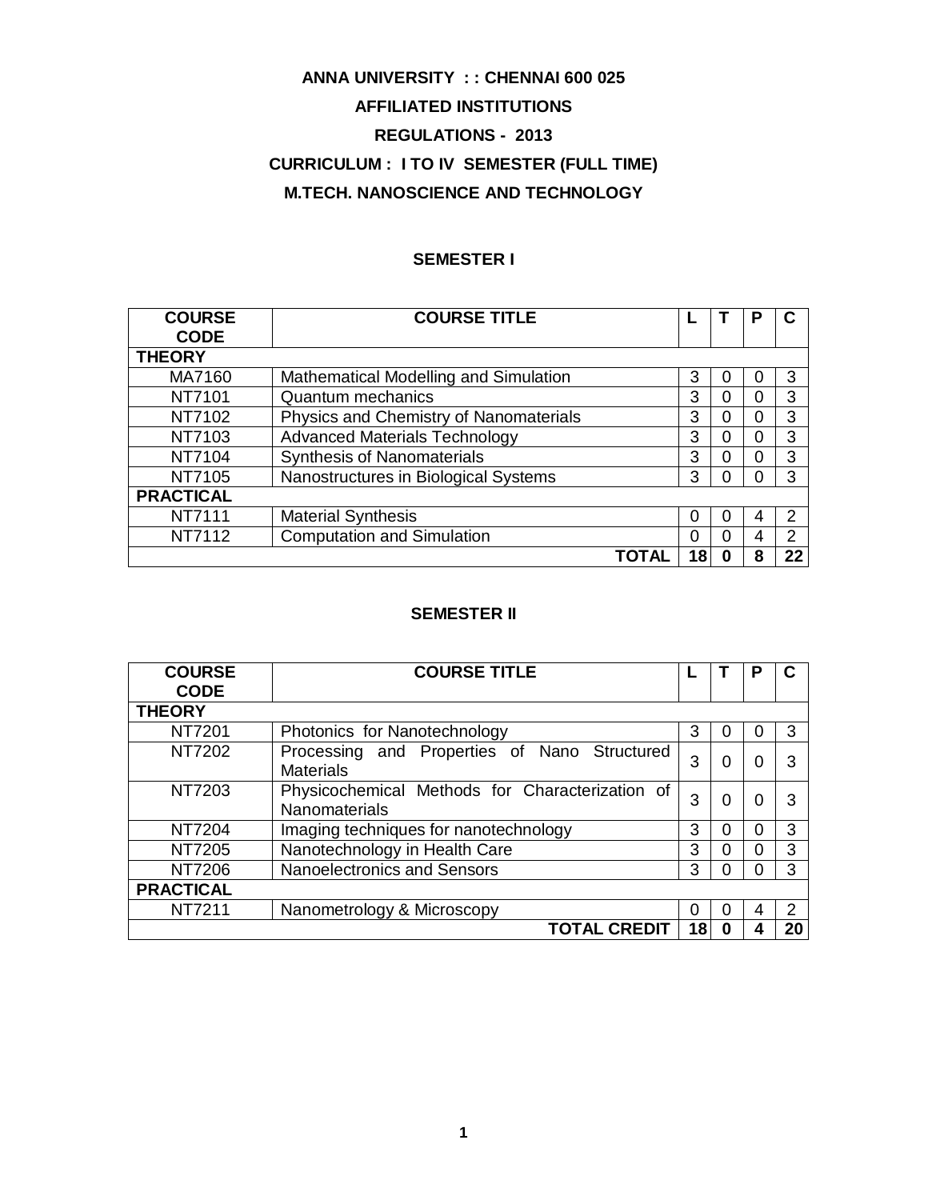# ANNA UNIVERSITY : : CHENNAI 600 025

## AFFILIATED INSTITUTIONS

## REGULATIONS - 2013

## CURRICULUM : I TO IV SEMESTER (FULL TIME)

## M.TECH. NANOSCIENCE AND TECHNOLOGY

### SEMESTER I

| COURSE CODE | COURSE TITLE | L | T | P | C |
|---|---|---|---|---|---|
| **THEORY** | | | | | |
| MA7160 | Mathematical Modelling and Simulation | 3 | 0 | 0 | 3 |
| NT7101 | Quantum mechanics | 3 | 0 | 0 | 3 |
| NT7102 | Physics and Chemistry of Nanomaterials | 3 | 0 | 0 | 3 |
| NT7103 | Advanced Materials Technology | 3 | 0 | 0 | 3 |
| NT7104 | Synthesis of Nanomaterials | 3 | 0 | 0 | 3 |
| NT7105 | Nanostructures in Biological Systems | 3 | 0 | 0 | 3 |
| **PRACTICAL** | | | | | |
| NT7111 | Material Synthesis | 0 | 0 | 4 | 2 |
| NT7112 | Computation and Simulation | 0 | 0 | 4 | 2 |
| | **TOTAL** | **18** | **0** | **8** | **22** |

### SEMESTER II

| COURSE CODE | COURSE TITLE | L | T | P | C |
|---|---|---|---|---|---|
| **THEORY** | | | | | |
| NT7201 | Photonics for Nanotechnology | 3 | 0 | 0 | 3 |
| NT7202 | Processing and Properties of Nano Structured Materials | 3 | 0 | 0 | 3 |
| NT7203 | Physicochemical Methods for Characterization of Nanomaterials | 3 | 0 | 0 | 3 |
| NT7204 | Imaging techniques for nanotechnology | 3 | 0 | 0 | 3 |
| NT7205 | Nanotechnology in Health Care | 3 | 0 | 0 | 3 |
| NT7206 | Nanoelectronics and Sensors | 3 | 0 | 0 | 3 |
| **PRACTICAL** | | | | | |
| NT7211 | Nanometrology & Microscopy | 0 | 0 | 4 | 2 |
| | **TOTAL CREDIT** | **18** | **0** | **4** | **20** |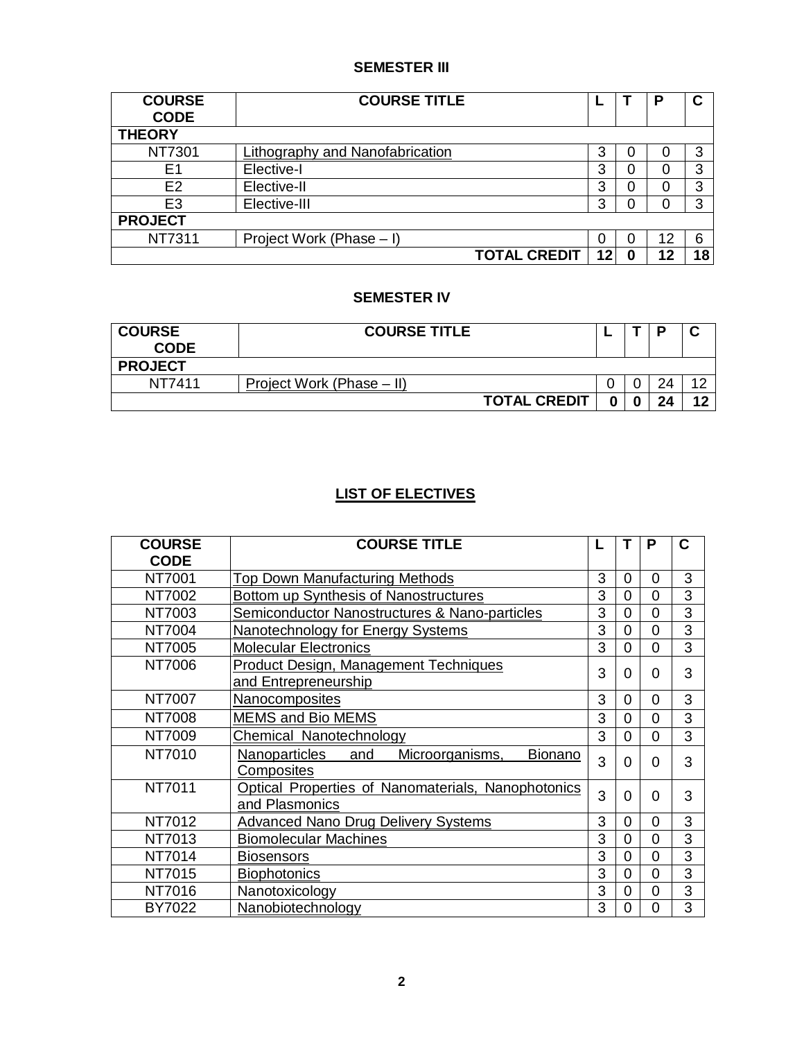## SEMESTER III

| COURSE CODE | COURSE TITLE | L | T | P | C |
|---|---|---|---|---|---|
| **THEORY** | | | | | |
| NT7301 | Lithography and Nanofabrication | 3 | 0 | 0 | 3 |
| E1 | Elective-I | 3 | 0 | 0 | 3 |
| E2 | Elective-II | 3 | 0 | 0 | 3 |
| E3 | Elective-III | 3 | 0 | 0 | 3 |
| **PROJECT** | | | | | |
| NT7311 | Project Work (Phase – I) | 0 | 0 | 12 | 6 |
| | **TOTAL CREDIT** | **12** | **0** | **12** | **18** |

## SEMESTER IV

| COURSE CODE | COURSE TITLE | L | T | P | C |
|---|---|---|---|---|---|
| **PROJECT** | | | | | |
| NT7411 | Project Work (Phase – II) | 0 | 0 | 24 | 12 |
| | **TOTAL CREDIT** | **0** | **0** | **24** | **12** |

## LIST OF ELECTIVES

| COURSE CODE | COURSE TITLE | L | T | P | C |
|---|---|---|---|---|---|
| NT7001 | Top Down Manufacturing Methods | 3 | 0 | 0 | 3 |
| NT7002 | Bottom up Synthesis of Nanostructures | 3 | 0 | 0 | 3 |
| NT7003 | Semiconductor Nanostructures & Nano-particles | 3 | 0 | 0 | 3 |
| NT7004 | Nanotechnology for Energy Systems | 3 | 0 | 0 | 3 |
| NT7005 | Molecular Electronics | 3 | 0 | 0 | 3 |
| NT7006 | Product Design, Management Techniques and Entrepreneurship | 3 | 0 | 0 | 3 |
| NT7007 | Nanocomposites | 3 | 0 | 0 | 3 |
| NT7008 | MEMS and Bio MEMS | 3 | 0 | 0 | 3 |
| NT7009 | Chemical Nanotechnology | 3 | 0 | 0 | 3 |
| NT7010 | Nanoparticles and Microorganisms, Bionano Composites | 3 | 0 | 0 | 3 |
| NT7011 | Optical Properties of Nanomaterials, Nanophotonics and Plasmonics | 3 | 0 | 0 | 3 |
| NT7012 | Advanced Nano Drug Delivery Systems | 3 | 0 | 0 | 3 |
| NT7013 | Biomolecular Machines | 3 | 0 | 0 | 3 |
| NT7014 | Biosensors | 3 | 0 | 0 | 3 |
| NT7015 | Biophotonics | 3 | 0 | 0 | 3 |
| NT7016 | Nanotoxicology | 3 | 0 | 0 | 3 |
| BY7022 | Nanobiotechnology | 3 | 0 | 0 | 3 |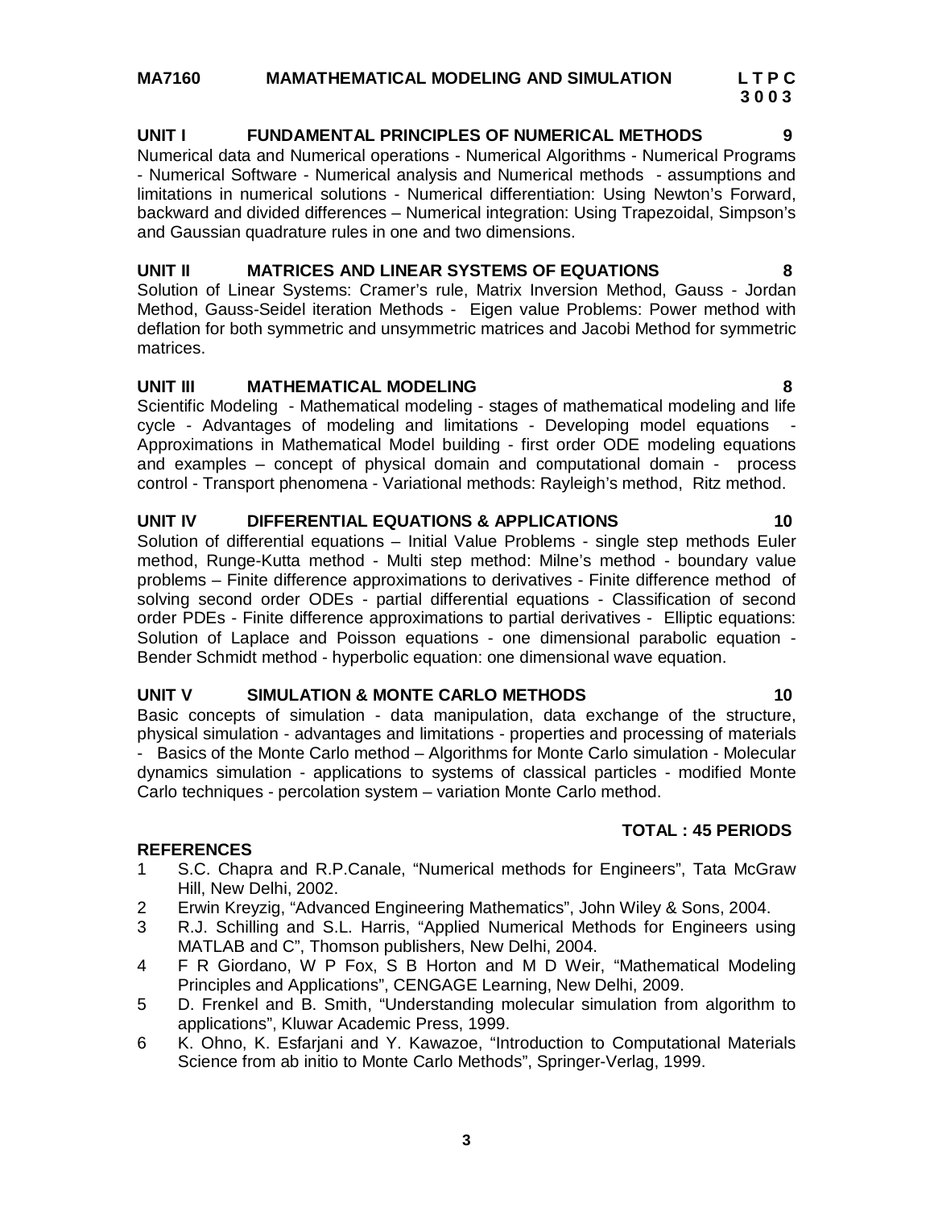**MA7160 MAMATHEMATICAL MODELING AND SIMULATION**

**L T P C**
**3 0 0 3**

**UNIT I FUNDAMENTAL PRINCIPLES OF NUMERICAL METHODS 9**

Numerical data and Numerical operations - Numerical Algorithms - Numerical Programs - Numerical Software - Numerical analysis and Numerical methods - assumptions and limitations in numerical solutions - Numerical differentiation: Using Newton's Forward, backward and divided differences – Numerical integration: Using Trapezoidal, Simpson's and Gaussian quadrature rules in one and two dimensions.

**UNIT II MATRICES AND LINEAR SYSTEMS OF EQUATIONS 8**

Solution of Linear Systems: Cramer's rule, Matrix Inversion Method, Gauss - Jordan Method, Gauss-Seidel iteration Methods - Eigen value Problems: Power method with deflation for both symmetric and unsymmetric matrices and Jacobi Method for symmetric matrices.

**UNIT III MATHEMATICAL MODELING 8**

Scientific Modeling - Mathematical modeling - stages of mathematical modeling and life cycle - Advantages of modeling and limitations - Developing model equations - Approximations in Mathematical Model building - first order ODE modeling equations and examples – concept of physical domain and computational domain - process control - Transport phenomena - Variational methods: Rayleigh's method, Ritz method.

**UNIT IV DIFFERENTIAL EQUATIONS & APPLICATIONS 10**

Solution of differential equations – Initial Value Problems - single step methods Euler method, Runge-Kutta method - Multi step method: Milne's method - boundary value problems – Finite difference approximations to derivatives - Finite difference method of solving second order ODEs - partial differential equations - Classification of second order PDEs - Finite difference approximations to partial derivatives - Elliptic equations: Solution of Laplace and Poisson equations - one dimensional parabolic equation - Bender Schmidt method - hyperbolic equation: one dimensional wave equation.

**UNIT V SIMULATION & MONTE CARLO METHODS 10**

Basic concepts of simulation - data manipulation, data exchange of the structure, physical simulation - advantages and limitations - properties and processing of materials - Basics of the Monte Carlo method – Algorithms for Monte Carlo simulation - Molecular dynamics simulation - applications to systems of classical particles - modified Monte Carlo techniques - percolation system – variation Monte Carlo method.

**TOTAL : 45 PERIODS**

**REFERENCES**

1. S.C. Chapra and R.P.Canale, "Numerical methods for Engineers", Tata McGraw Hill, New Delhi, 2002.
2. Erwin Kreyzig, "Advanced Engineering Mathematics", John Wiley & Sons, 2004.
3. R.J. Schilling and S.L. Harris, "Applied Numerical Methods for Engineers using MATLAB and C", Thomson publishers, New Delhi, 2004.
4. F R Giordano, W P Fox, S B Horton and M D Weir, "Mathematical Modeling Principles and Applications", CENGAGE Learning, New Delhi, 2009.
5. D. Frenkel and B. Smith, "Understanding molecular simulation from algorithm to applications", Kluwar Academic Press, 1999.
6. K. Ohno, K. Esfarjani and Y. Kawazoe, "Introduction to Computational Materials Science from ab initio to Monte Carlo Methods", Springer-Verlag, 1999.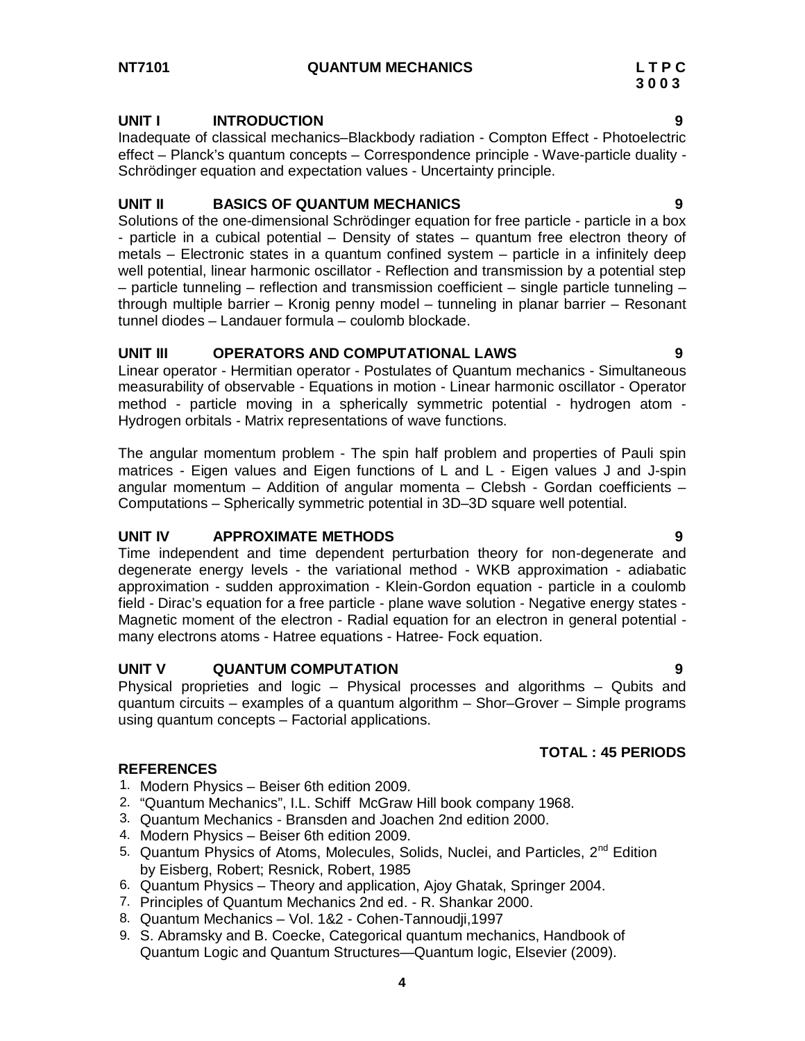**NT7101 QUANTUM MECHANICS L T P C**
**3 0 0 3**

**UNIT I INTRODUCTION 9**

Inadequate of classical mechanics–Blackbody radiation - Compton Effect - Photoelectric effect – Planck's quantum concepts – Correspondence principle - Wave-particle duality - Schrödinger equation and expectation values - Uncertainty principle.

**UNIT II BASICS OF QUANTUM MECHANICS 9**

Solutions of the one-dimensional Schrödinger equation for free particle - particle in a box - particle in a cubical potential – Density of states – quantum free electron theory of metals – Electronic states in a quantum confined system – particle in a infinitely deep well potential, linear harmonic oscillator - Reflection and transmission by a potential step – particle tunneling – reflection and transmission coefficient – single particle tunneling – through multiple barrier – Kronig penny model – tunneling in planar barrier – Resonant tunnel diodes – Landauer formula – coulomb blockade.

**UNIT III OPERATORS AND COMPUTATIONAL LAWS 9**

Linear operator - Hermitian operator - Postulates of Quantum mechanics - Simultaneous measurability of observable - Equations in motion - Linear harmonic oscillator - Operator method - particle moving in a spherically symmetric potential - hydrogen atom - Hydrogen orbitals - Matrix representations of wave functions.

The angular momentum problem - The spin half problem and properties of Pauli spin matrices - Eigen values and Eigen functions of L and L - Eigen values J and J-spin angular momentum – Addition of angular momenta – Clebsh - Gordan coefficients – Computations – Spherically symmetric potential in 3D–3D square well potential.

**UNIT IV APPROXIMATE METHODS 9**

Time independent and time dependent perturbation theory for non-degenerate and degenerate energy levels - the variational method - WKB approximation - adiabatic approximation - sudden approximation - Klein-Gordon equation - particle in a coulomb field - Dirac's equation for a free particle - plane wave solution - Negative energy states - Magnetic moment of the electron - Radial equation for an electron in general potential - many electrons atoms - Hatree equations - Hatree- Fock equation.

**UNIT V QUANTUM COMPUTATION 9**

Physical proprieties and logic – Physical processes and algorithms – Qubits and quantum circuits – examples of a quantum algorithm – Shor–Grover – Simple programs using quantum concepts – Factorial applications.

**TOTAL : 45 PERIODS**

**REFERENCES**

1. Modern Physics – Beiser 6th edition 2009.
2. "Quantum Mechanics", I.L. Schiff McGraw Hill book company 1968.
3. Quantum Mechanics - Bransden and Joachen 2nd edition 2000.
4. Modern Physics – Beiser 6th edition 2009.
5. Quantum Physics of Atoms, Molecules, Solids, Nuclei, and Particles, 2nd Edition by Eisberg, Robert; Resnick, Robert, 1985
6. Quantum Physics – Theory and application, Ajoy Ghatak, Springer 2004.
7. Principles of Quantum Mechanics 2nd ed. - R. Shankar 2000.
8. Quantum Mechanics – Vol. 1&2 - Cohen-Tannoudji,1997
9. S. Abramsky and B. Coecke, Categorical quantum mechanics, Handbook of Quantum Logic and Quantum Structures—Quantum logic, Elsevier (2009).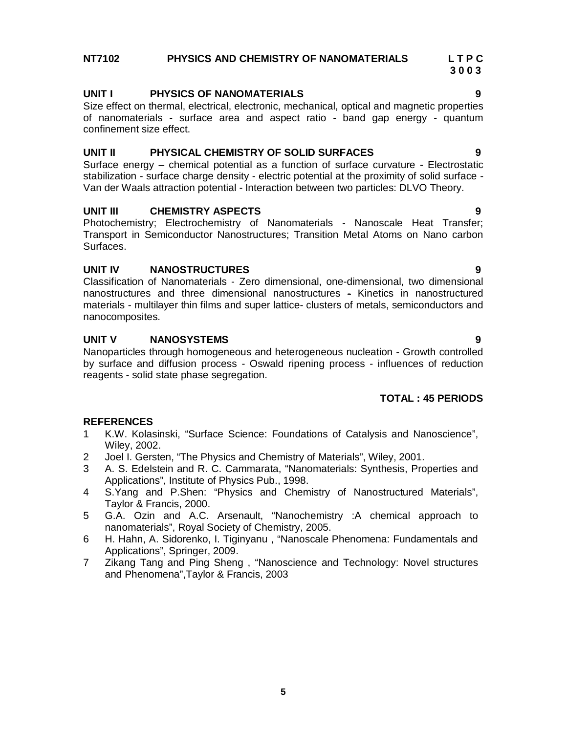## NT7102 PHYSICS AND CHEMISTRY OF NANOMATERIALS

**L T P C**
**3 0 0 3**

### UNIT I PHYSICS OF NANOMATERIALS — 9

Size effect on thermal, electrical, electronic, mechanical, optical and magnetic properties of nanomaterials - surface area and aspect ratio - band gap energy - quantum confinement size effect.

### UNIT II PHYSICAL CHEMISTRY OF SOLID SURFACES — 9

Surface energy – chemical potential as a function of surface curvature - Electrostatic stabilization - surface charge density - electric potential at the proximity of solid surface - Van der Waals attraction potential - Interaction between two particles: DLVO Theory.

### UNIT III CHEMISTRY ASPECTS — 9

Photochemistry; Electrochemistry of Nanomaterials - Nanoscale Heat Transfer; Transport in Semiconductor Nanostructures; Transition Metal Atoms on Nano carbon Surfaces.

### UNIT IV NANOSTRUCTURES — 9

Classification of Nanomaterials - Zero dimensional, one-dimensional, two dimensional nanostructures and three dimensional nanostructures - Kinetics in nanostructured materials - multilayer thin films and super lattice- clusters of metals, semiconductors and nanocomposites.

### UNIT V NANOSYSTEMS — 9

Nanoparticles through homogeneous and heterogeneous nucleation - Growth controlled by surface and diffusion process - Oswald ripening process - influences of reduction reagents - solid state phase segregation.

**TOTAL : 45 PERIODS**

### REFERENCES

1. K.W. Kolasinski, “Surface Science: Foundations of Catalysis and Nanoscience”, Wiley, 2002.
2. Joel I. Gersten, “The Physics and Chemistry of Materials”, Wiley, 2001.
3. A. S. Edelstein and R. C. Cammarata, “Nanomaterials: Synthesis, Properties and Applications”, Institute of Physics Pub., 1998.
4. S.Yang and P.Shen: “Physics and Chemistry of Nanostructured Materials”, Taylor & Francis, 2000.
5. G.A. Ozin and A.C. Arsenault, “Nanochemistry :A chemical approach to nanomaterials”, Royal Society of Chemistry, 2005.
6. H. Hahn, A. Sidorenko, I. Tiginyanu , “Nanoscale Phenomena: Fundamentals and Applications”, Springer, 2009.
7. Zikang Tang and Ping Sheng , “Nanoscience and Technology: Novel structures and Phenomena”,Taylor & Francis, 2003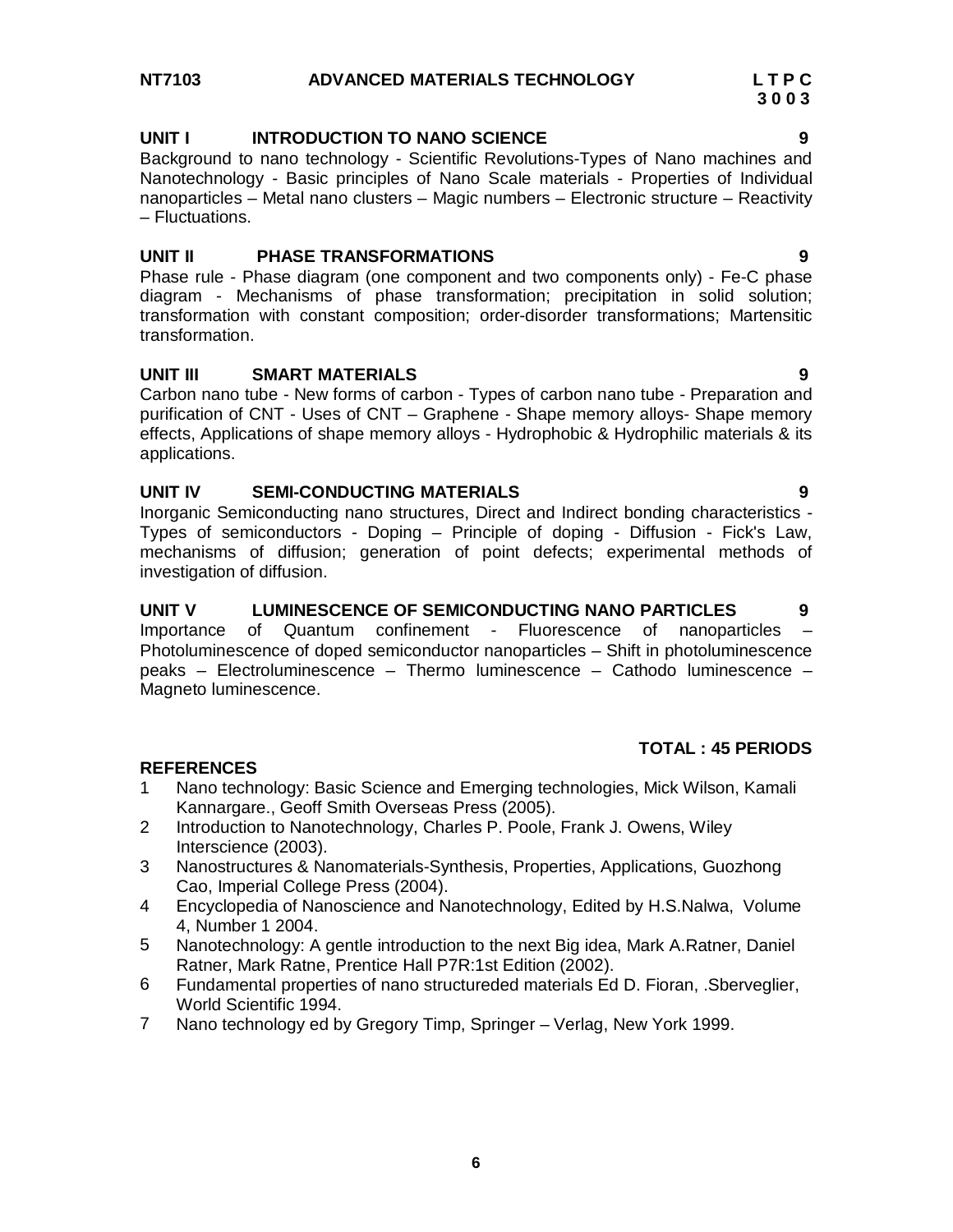## NT7103 ADVANCED MATERIALS TECHNOLOGY

**L T P C**
**3 0 0 3**

### UNIT I INTRODUCTION TO NANO SCIENCE — 9

Background to nano technology - Scientific Revolutions-Types of Nano machines and Nanotechnology - Basic principles of Nano Scale materials - Properties of Individual nanoparticles – Metal nano clusters – Magic numbers – Electronic structure – Reactivity – Fluctuations.

### UNIT II PHASE TRANSFORMATIONS — 9

Phase rule - Phase diagram (one component and two components only) - Fe-C phase diagram - Mechanisms of phase transformation; precipitation in solid solution; transformation with constant composition; order-disorder transformations; Martensitic transformation.

### UNIT III SMART MATERIALS — 9

Carbon nano tube - New forms of carbon - Types of carbon nano tube - Preparation and purification of CNT - Uses of CNT – Graphene - Shape memory alloys- Shape memory effects, Applications of shape memory alloys - Hydrophobic & Hydrophilic materials & its applications.

### UNIT IV SEMI-CONDUCTING MATERIALS — 9

Inorganic Semiconducting nano structures, Direct and Indirect bonding characteristics - Types of semiconductors - Doping – Principle of doping - Diffusion - Fick's Law, mechanisms of diffusion; generation of point defects; experimental methods of investigation of diffusion.

### UNIT V LUMINESCENCE OF SEMICONDUCTING NANO PARTICLES — 9

Importance of Quantum confinement - Fluorescence of nanoparticles – Photoluminescence of doped semiconductor nanoparticles – Shift in photoluminescence peaks – Electroluminescence – Thermo luminescence – Cathodo luminescence – Magneto luminescence.

**TOTAL : 45 PERIODS**

### REFERENCES

1. Nano technology: Basic Science and Emerging technologies, Mick Wilson, Kamali Kannargare., Geoff Smith Overseas Press (2005).
2. Introduction to Nanotechnology, Charles P. Poole, Frank J. Owens, Wiley Interscience (2003).
3. Nanostructures & Nanomaterials-Synthesis, Properties, Applications, Guozhong Cao, Imperial College Press (2004).
4. Encyclopedia of Nanoscience and Nanotechnology, Edited by H.S.Nalwa, Volume 4, Number 1 2004.
5. Nanotechnology: A gentle introduction to the next Big idea, Mark A.Ratner, Daniel Ratner, Mark Ratne, Prentice Hall P7R:1st Edition (2002).
6. Fundamental properties of nano structureded materials Ed D. Fioran, .Sberveglier, World Scientific 1994.
7. Nano technology ed by Gregory Timp, Springer – Verlag, New York 1999.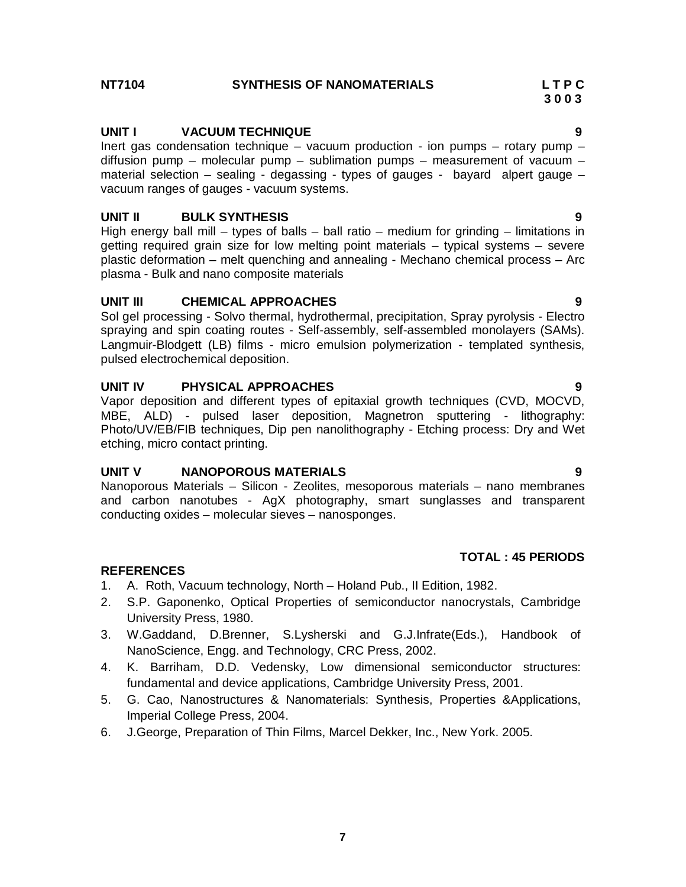**NT7104　　　　SYNTHESIS OF NANOMATERIALS　　　　L T P C**
**3 0 0 3**

**UNIT I　　VACUUM TECHNIQUE　　9**

Inert gas condensation technique – vacuum production - ion pumps – rotary pump – diffusion pump – molecular pump – sublimation pumps – measurement of vacuum – material selection – sealing - degassing - types of gauges - bayard alpert gauge – vacuum ranges of gauges - vacuum systems.

**UNIT II　　BULK SYNTHESIS　　9**

High energy ball mill – types of balls – ball ratio – medium for grinding – limitations in getting required grain size for low melting point materials – typical systems – severe plastic deformation – melt quenching and annealing - Mechano chemical process – Arc plasma - Bulk and nano composite materials

**UNIT III　　CHEMICAL APPROACHES　　9**

Sol gel processing - Solvo thermal, hydrothermal, precipitation, Spray pyrolysis - Electro spraying and spin coating routes - Self-assembly, self-assembled monolayers (SAMs). Langmuir-Blodgett (LB) films - micro emulsion polymerization - templated synthesis, pulsed electrochemical deposition.

**UNIT IV　　PHYSICAL APPROACHES　　9**

Vapor deposition and different types of epitaxial growth techniques (CVD, MOCVD, MBE, ALD) - pulsed laser deposition, Magnetron sputtering - lithography: Photo/UV/EB/FIB techniques, Dip pen nanolithography - Etching process: Dry and Wet etching, micro contact printing.

**UNIT V　　NANOPOROUS MATERIALS　　9**

Nanoporous Materials – Silicon - Zeolites, mesoporous materials – nano membranes and carbon nanotubes - AgX photography, smart sunglasses and transparent conducting oxides – molecular sieves – nanosponges.

**TOTAL : 45 PERIODS**

**REFERENCES**

1. A. Roth, Vacuum technology, North – Holand Pub., II Edition, 1982.
2. S.P. Gaponenko, Optical Properties of semiconductor nanocrystals, Cambridge University Press, 1980.
3. W.Gaddand, D.Brenner, S.Lysherski and G.J.Infrate(Eds.), Handbook of NanoScience, Engg. and Technology, CRC Press, 2002.
4. K. Barriham, D.D. Vedensky, Low dimensional semiconductor structures: fundamental and device applications, Cambridge University Press, 2001.
5. G. Cao, Nanostructures & Nanomaterials: Synthesis, Properties &Applications, Imperial College Press, 2004.
6. J.George, Preparation of Thin Films, Marcel Dekker, Inc., New York. 2005.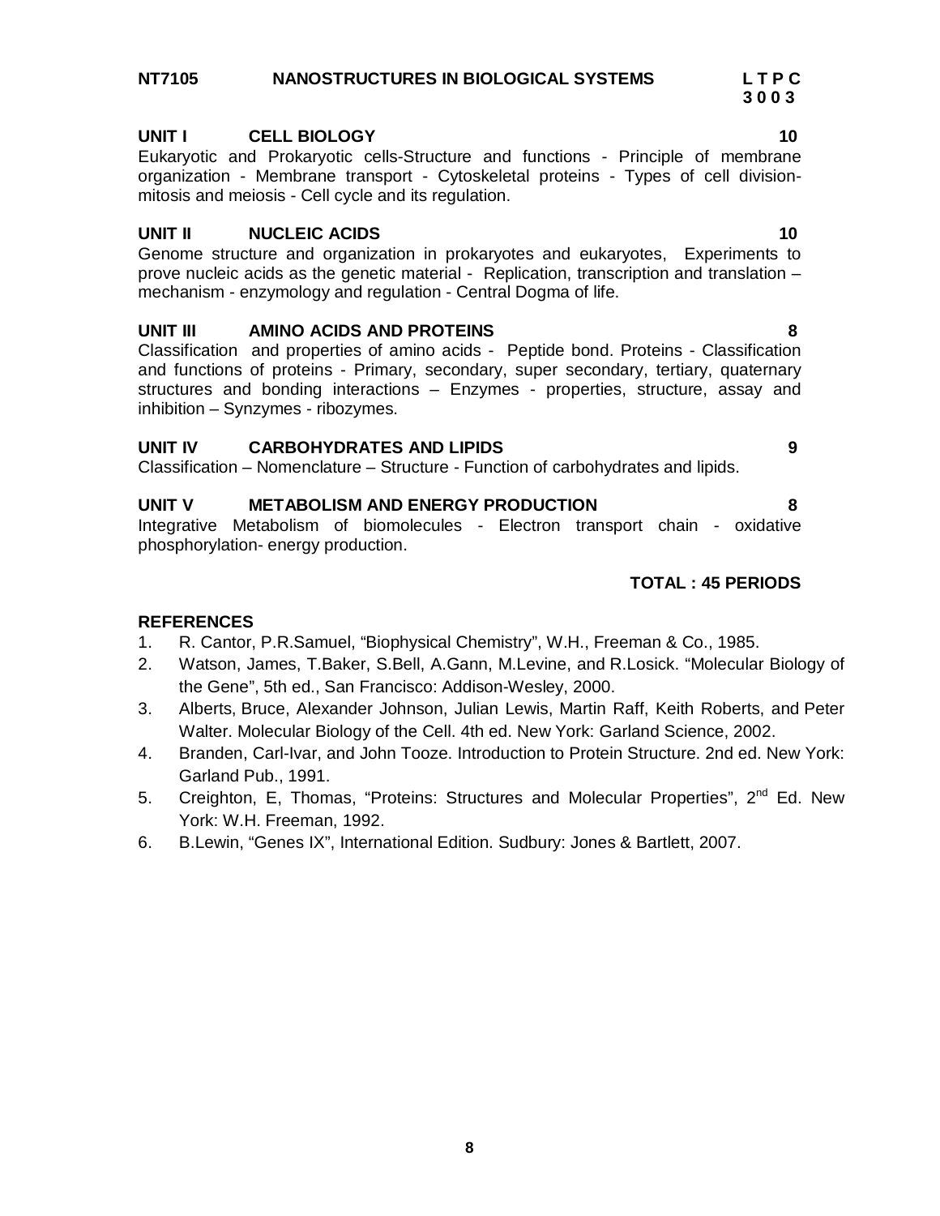**NT7105 NANOSTRUCTURES IN BIOLOGICAL SYSTEMS L T P C**
**3 0 0 3**

**UNIT I CELL BIOLOGY 10**

Eukaryotic and Prokaryotic cells-Structure and functions - Principle of membrane organization - Membrane transport - Cytoskeletal proteins - Types of cell division-mitosis and meiosis - Cell cycle and its regulation.

**UNIT II NUCLEIC ACIDS 10**

Genome structure and organization in prokaryotes and eukaryotes, Experiments to prove nucleic acids as the genetic material - Replication, transcription and translation – mechanism - enzymology and regulation - Central Dogma of life.

**UNIT III AMINO ACIDS AND PROTEINS 8**

Classification and properties of amino acids - Peptide bond. Proteins - Classification and functions of proteins - Primary, secondary, super secondary, tertiary, quaternary structures and bonding interactions – Enzymes - properties, structure, assay and inhibition – Synzymes - ribozymes.

**UNIT IV CARBOHYDRATES AND LIPIDS 9**

Classification – Nomenclature – Structure - Function of carbohydrates and lipids.

**UNIT V METABOLISM AND ENERGY PRODUCTION 8**

Integrative Metabolism of biomolecules - Electron transport chain - oxidative phosphorylation- energy production.

**TOTAL : 45 PERIODS**

**REFERENCES**

1. R. Cantor, P.R.Samuel, “Biophysical Chemistry”, W.H., Freeman & Co., 1985.
2. Watson, James, T.Baker, S.Bell, A.Gann, M.Levine, and R.Losick. “Molecular Biology of the Gene”, 5th ed., San Francisco: Addison-Wesley, 2000.
3. Alberts, Bruce, Alexander Johnson, Julian Lewis, Martin Raff, Keith Roberts, and Peter Walter. Molecular Biology of the Cell. 4th ed. New York: Garland Science, 2002.
4. Branden, Carl-Ivar, and John Tooze. Introduction to Protein Structure. 2nd ed. New York: Garland Pub., 1991.
5. Creighton, E, Thomas, “Proteins: Structures and Molecular Properties”, 2nd Ed. New York: W.H. Freeman, 1992.
6. B.Lewin, “Genes IX”, International Edition. Sudbury: Jones & Bartlett, 2007.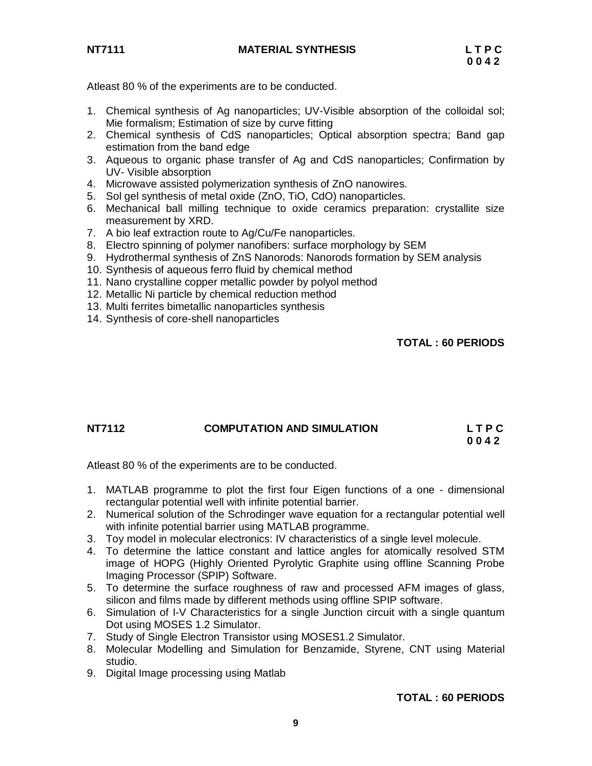## NT7111 MATERIAL SYNTHESIS

**L T P C**
**0 0 4 2**

Atleast 80 % of the experiments are to be conducted.

1. Chemical synthesis of Ag nanoparticles; UV-Visible absorption of the colloidal sol; Mie formalism; Estimation of size by curve fitting
2. Chemical synthesis of CdS nanoparticles; Optical absorption spectra; Band gap estimation from the band edge
3. Aqueous to organic phase transfer of Ag and CdS nanoparticles; Confirmation by UV- Visible absorption
4. Microwave assisted polymerization synthesis of ZnO nanowires.
5. Sol gel synthesis of metal oxide (ZnO, TiO, CdO) nanoparticles.
6. Mechanical ball milling technique to oxide ceramics preparation: crystallite size measurement by XRD.
7. A bio leaf extraction route to Ag/Cu/Fe nanoparticles.
8. Electro spinning of polymer nanofibers: surface morphology by SEM
9. Hydrothermal synthesis of ZnS Nanorods: Nanorods formation by SEM analysis
10. Synthesis of aqueous ferro fluid by chemical method
11. Nano crystalline copper metallic powder by polyol method
12. Metallic Ni particle by chemical reduction method
13. Multi ferrites bimetallic nanoparticles synthesis
14. Synthesis of core-shell nanoparticles

**TOTAL : 60 PERIODS**

## NT7112 COMPUTATION AND SIMULATION

**L T P C**
**0 0 4 2**

Atleast 80 % of the experiments are to be conducted.

1. MATLAB programme to plot the first four Eigen functions of a one - dimensional rectangular potential well with infinite potential barrier.
2. Numerical solution of the Schrodinger wave equation for a rectangular potential well with infinite potential barrier using MATLAB programme.
3. Toy model in molecular electronics: IV characteristics of a single level molecule.
4. To determine the lattice constant and lattice angles for atomically resolved STM image of HOPG (Highly Oriented Pyrolytic Graphite using offline Scanning Probe Imaging Processor (SPIP) Software.
5. To determine the surface roughness of raw and processed AFM images of glass, silicon and films made by different methods using offline SPIP software.
6. Simulation of I-V Characteristics for a single Junction circuit with a single quantum Dot using MOSES 1.2 Simulator.
7. Study of Single Electron Transistor using MOSES1.2 Simulator.
8. Molecular Modelling and Simulation for Benzamide, Styrene, CNT using Material studio.
9. Digital Image processing using Matlab

**TOTAL : 60 PERIODS**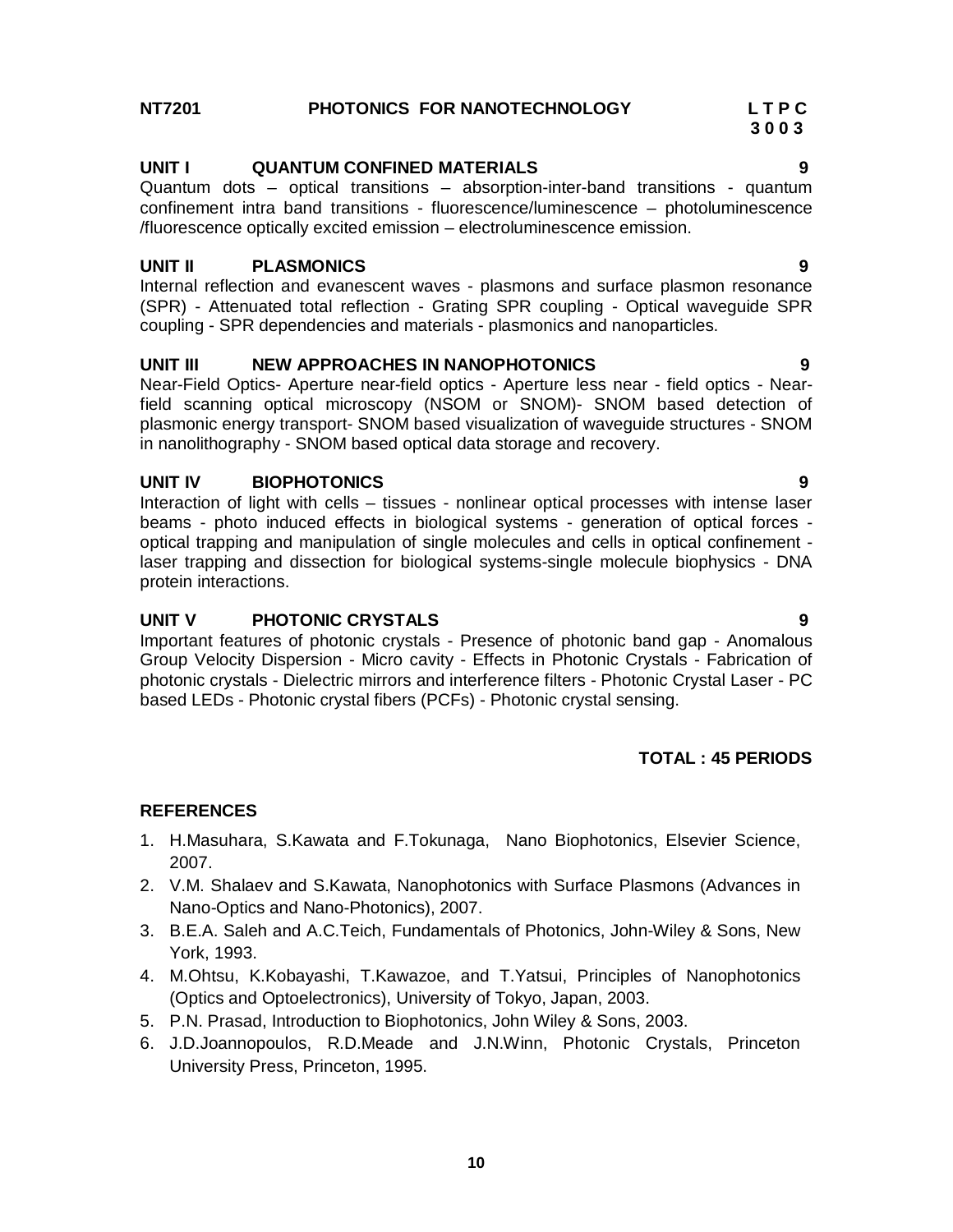**NT7201 PHOTONICS FOR NANOTECHNOLOGY L T P C**
**3 0 0 3**

**UNIT I QUANTUM CONFINED MATERIALS 9**

Quantum dots – optical transitions – absorption-inter-band transitions - quantum confinement intra band transitions - fluorescence/luminescence – photoluminescence /fluorescence optically excited emission – electroluminescence emission.

**UNIT II PLASMONICS 9**

Internal reflection and evanescent waves - plasmons and surface plasmon resonance (SPR) - Attenuated total reflection - Grating SPR coupling - Optical waveguide SPR coupling - SPR dependencies and materials - plasmonics and nanoparticles.

**UNIT III NEW APPROACHES IN NANOPHOTONICS 9**

Near-Field Optics- Aperture near-field optics - Aperture less near - field optics - Near-field scanning optical microscopy (NSOM or SNOM)- SNOM based detection of plasmonic energy transport- SNOM based visualization of waveguide structures - SNOM in nanolithography - SNOM based optical data storage and recovery.

**UNIT IV BIOPHOTONICS 9**

Interaction of light with cells – tissues - nonlinear optical processes with intense laser beams - photo induced effects in biological systems - generation of optical forces - optical trapping and manipulation of single molecules and cells in optical confinement - laser trapping and dissection for biological systems-single molecule biophysics - DNA protein interactions.

**UNIT V PHOTONIC CRYSTALS 9**

Important features of photonic crystals - Presence of photonic band gap - Anomalous Group Velocity Dispersion - Micro cavity - Effects in Photonic Crystals - Fabrication of photonic crystals - Dielectric mirrors and interference filters - Photonic Crystal Laser - PC based LEDs - Photonic crystal fibers (PCFs) - Photonic crystal sensing.

**TOTAL : 45 PERIODS**

**REFERENCES**

1. H.Masuhara, S.Kawata and F.Tokunaga, Nano Biophotonics, Elsevier Science, 2007.
2. V.M. Shalaev and S.Kawata, Nanophotonics with Surface Plasmons (Advances in Nano-Optics and Nano-Photonics), 2007.
3. B.E.A. Saleh and A.C.Teich, Fundamentals of Photonics, John-Wiley & Sons, New York, 1993.
4. M.Ohtsu, K.Kobayashi, T.Kawazoe, and T.Yatsui, Principles of Nanophotonics (Optics and Optoelectronics), University of Tokyo, Japan, 2003.
5. P.N. Prasad, Introduction to Biophotonics, John Wiley & Sons, 2003.
6. J.D.Joannopoulos, R.D.Meade and J.N.Winn, Photonic Crystals, Princeton University Press, Princeton, 1995.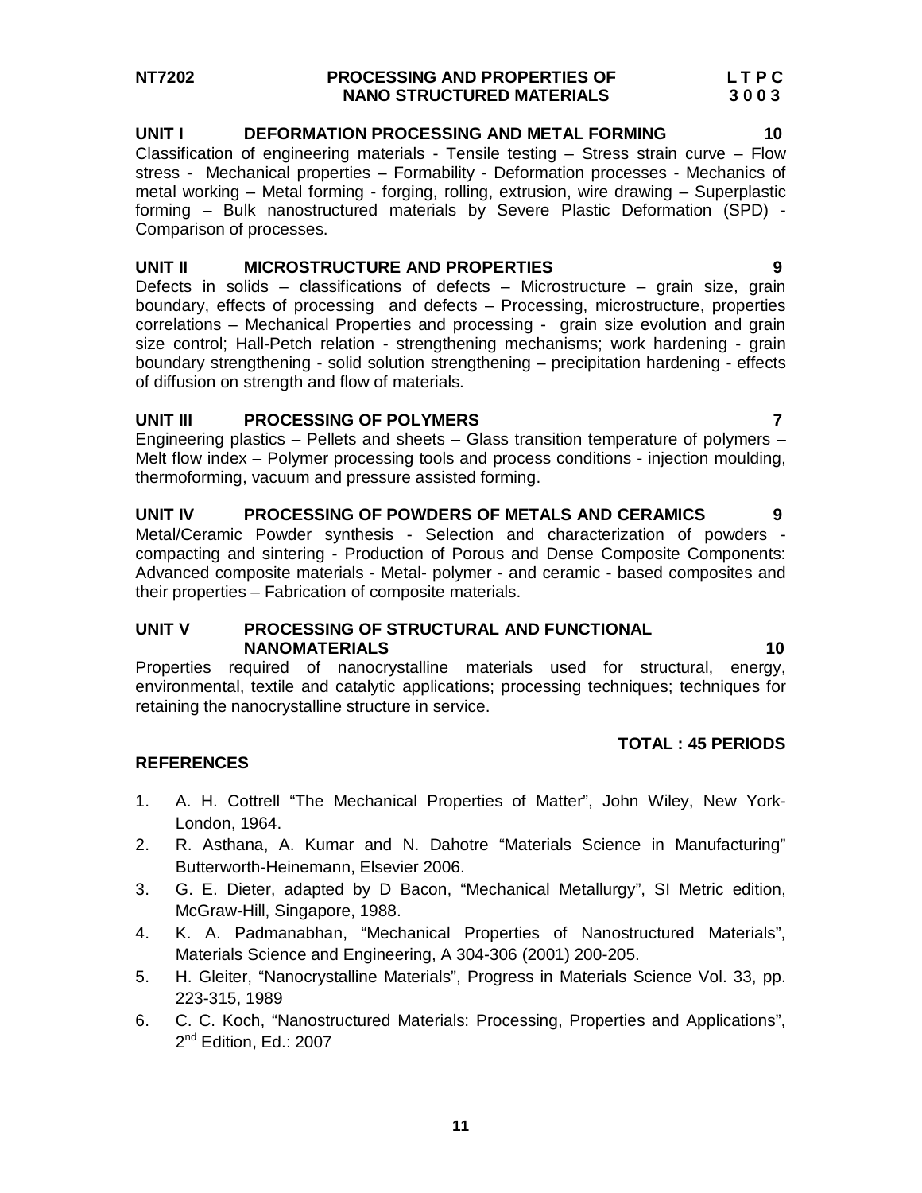**NT7202 PROCESSING AND PROPERTIES OF NANO STRUCTURED MATERIALS** **L T P C 3 0 0 3**

**UNIT I DEFORMATION PROCESSING AND METAL FORMING 10**

Classification of engineering materials - Tensile testing – Stress strain curve – Flow stress - Mechanical properties – Formability - Deformation processes - Mechanics of metal working – Metal forming - forging, rolling, extrusion, wire drawing – Superplastic forming – Bulk nanostructured materials by Severe Plastic Deformation (SPD) - Comparison of processes.

**UNIT II MICROSTRUCTURE AND PROPERTIES 9**

Defects in solids – classifications of defects – Microstructure – grain size, grain boundary, effects of processing and defects – Processing, microstructure, properties correlations – Mechanical Properties and processing - grain size evolution and grain size control; Hall-Petch relation - strengthening mechanisms; work hardening - grain boundary strengthening - solid solution strengthening – precipitation hardening - effects of diffusion on strength and flow of materials.

**UNIT III PROCESSING OF POLYMERS 7**

Engineering plastics – Pellets and sheets – Glass transition temperature of polymers – Melt flow index – Polymer processing tools and process conditions - injection moulding, thermoforming, vacuum and pressure assisted forming.

**UNIT IV PROCESSING OF POWDERS OF METALS AND CERAMICS 9**

Metal/Ceramic Powder synthesis - Selection and characterization of powders - compacting and sintering - Production of Porous and Dense Composite Components: Advanced composite materials - Metal- polymer - and ceramic - based composites and their properties – Fabrication of composite materials.

**UNIT V PROCESSING OF STRUCTURAL AND FUNCTIONAL NANOMATERIALS 10**

Properties required of nanocrystalline materials used for structural, energy, environmental, textile and catalytic applications; processing techniques; techniques for retaining the nanocrystalline structure in service.

**TOTAL : 45 PERIODS**

**REFERENCES**

1. A. H. Cottrell "The Mechanical Properties of Matter", John Wiley, New York-London, 1964.
2. R. Asthana, A. Kumar and N. Dahotre "Materials Science in Manufacturing" Butterworth-Heinemann, Elsevier 2006.
3. G. E. Dieter, adapted by D Bacon, "Mechanical Metallurgy", SI Metric edition, McGraw-Hill, Singapore, 1988.
4. K. A. Padmanabhan, "Mechanical Properties of Nanostructured Materials", Materials Science and Engineering, A 304-306 (2001) 200-205.
5. H. Gleiter, "Nanocrystalline Materials", Progress in Materials Science Vol. 33, pp. 223-315, 1989
6. C. C. Koch, "Nanostructured Materials: Processing, Properties and Applications", 2nd Edition, Ed.: 2007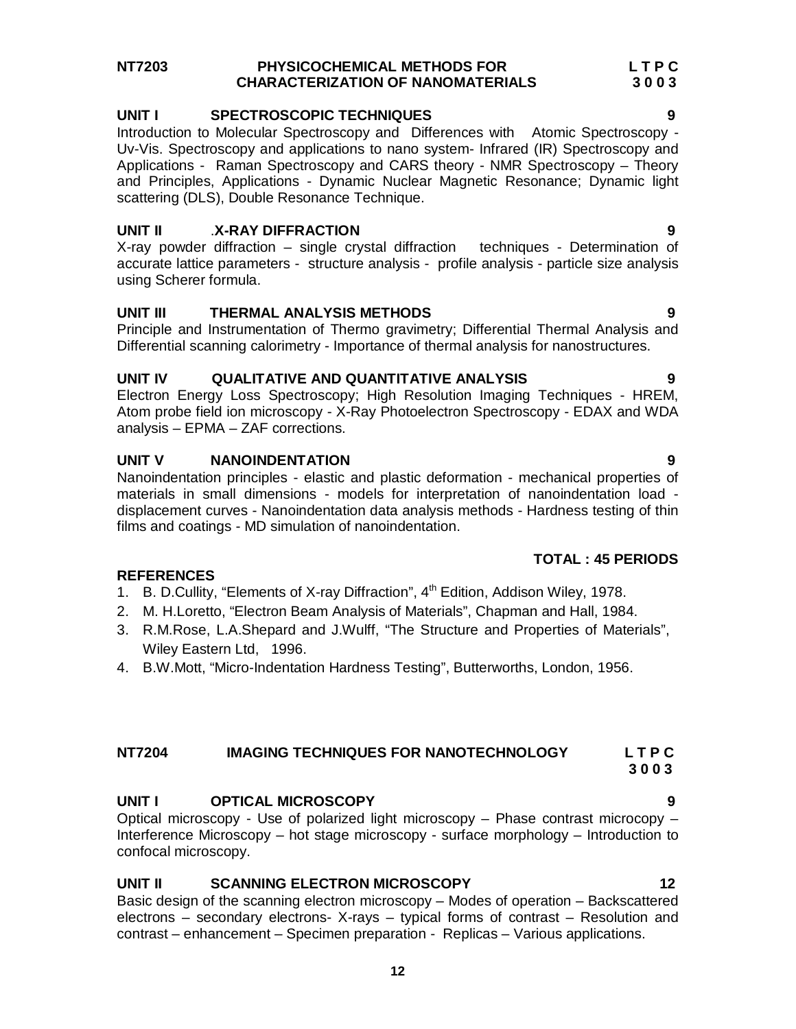**NT7203 PHYSICOCHEMICAL METHODS FOR CHARACTERIZATION OF NANOMATERIALS** **L T P C 3 0 0 3**

**UNIT I SPECTROSCOPIC TECHNIQUES 9**

Introduction to Molecular Spectroscopy and Differences with Atomic Spectroscopy - Uv-Vis. Spectroscopy and applications to nano system- Infrared (IR) Spectroscopy and Applications - Raman Spectroscopy and CARS theory - NMR Spectroscopy – Theory and Principles, Applications - Dynamic Nuclear Magnetic Resonance; Dynamic light scattering (DLS), Double Resonance Technique.

**UNIT II .X-RAY DIFFRACTION 9**

X-ray powder diffraction – single crystal diffraction techniques - Determination of accurate lattice parameters - structure analysis - profile analysis - particle size analysis using Scherer formula.

**UNIT III THERMAL ANALYSIS METHODS 9**

Principle and Instrumentation of Thermo gravimetry; Differential Thermal Analysis and Differential scanning calorimetry - Importance of thermal analysis for nanostructures.

**UNIT IV QUALITATIVE AND QUANTITATIVE ANALYSIS 9**

Electron Energy Loss Spectroscopy; High Resolution Imaging Techniques - HREM, Atom probe field ion microscopy - X-Ray Photoelectron Spectroscopy - EDAX and WDA analysis – EPMA – ZAF corrections.

**UNIT V NANOINDENTATION 9**

Nanoindentation principles - elastic and plastic deformation - mechanical properties of materials in small dimensions - models for interpretation of nanoindentation load - displacement curves - Nanoindentation data analysis methods - Hardness testing of thin films and coatings - MD simulation of nanoindentation.

**TOTAL : 45 PERIODS**

**REFERENCES**

1. B. D.Cullity, "Elements of X-ray Diffraction", 4th Edition, Addison Wiley, 1978.
2. M. H.Loretto, "Electron Beam Analysis of Materials", Chapman and Hall, 1984.
3. R.M.Rose, L.A.Shepard and J.Wulff, "The Structure and Properties of Materials", Wiley Eastern Ltd, 1996.
4. B.W.Mott, "Micro-Indentation Hardness Testing", Butterworths, London, 1956.

**NT7204 IMAGING TECHNIQUES FOR NANOTECHNOLOGY** **L T P C 3 0 0 3**

**UNIT I OPTICAL MICROSCOPY 9**

Optical microscopy - Use of polarized light microscopy – Phase contrast microcopy – Interference Microscopy – hot stage microscopy - surface morphology – Introduction to confocal microscopy.

**UNIT II SCANNING ELECTRON MICROSCOPY 12**

Basic design of the scanning electron microscopy – Modes of operation – Backscattered electrons – secondary electrons- X-rays – typical forms of contrast – Resolution and contrast – enhancement – Specimen preparation - Replicas – Various applications.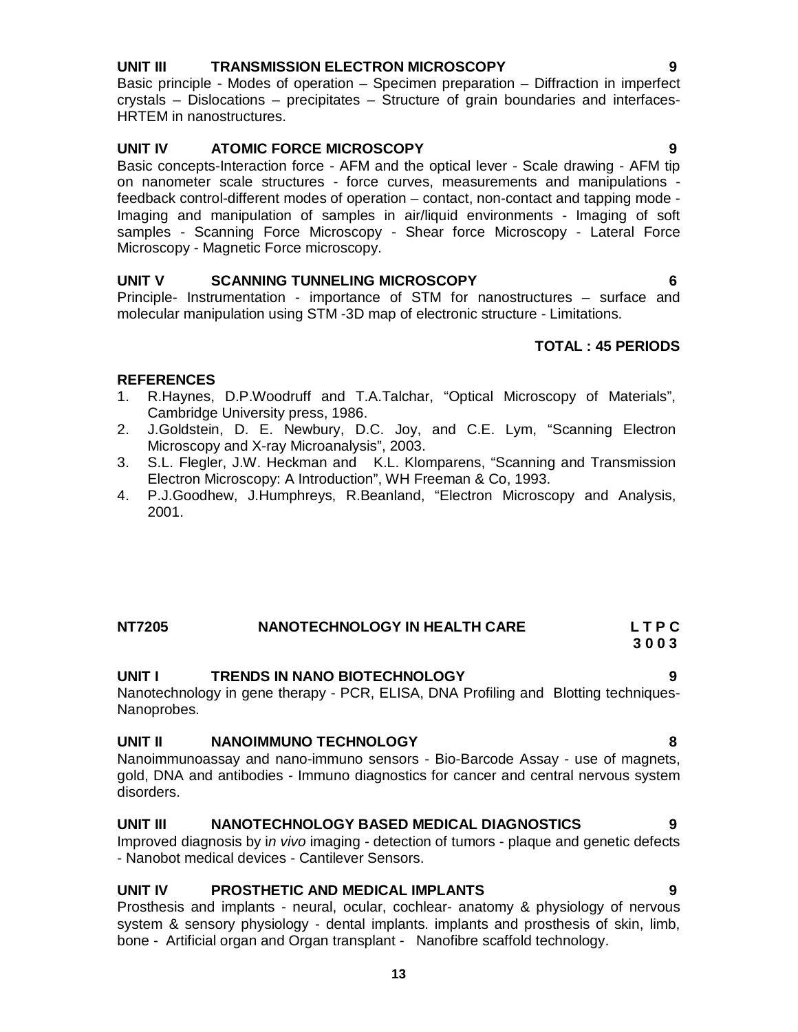### UNIT III TRANSMISSION ELECTRON MICROSCOPY 9

Basic principle - Modes of operation – Specimen preparation – Diffraction in imperfect crystals – Dislocations – precipitates – Structure of grain boundaries and interfaces-HRTEM in nanostructures.

### UNIT IV ATOMIC FORCE MICROSCOPY 9

Basic concepts-Interaction force - AFM and the optical lever - Scale drawing - AFM tip on nanometer scale structures - force curves, measurements and manipulations - feedback control-different modes of operation – contact, non-contact and tapping mode - Imaging and manipulation of samples in air/liquid environments - Imaging of soft samples - Scanning Force Microscopy - Shear force Microscopy - Lateral Force Microscopy - Magnetic Force microscopy.

### UNIT V SCANNING TUNNELING MICROSCOPY 6

Principle- Instrumentation - importance of STM for nanostructures – surface and molecular manipulation using STM -3D map of electronic structure - Limitations.

**TOTAL : 45 PERIODS**

### REFERENCES

1. R.Haynes, D.P.Woodruff and T.A.Talchar, "Optical Microscopy of Materials", Cambridge University press, 1986.
2. J.Goldstein, D. E. Newbury, D.C. Joy, and C.E. Lym, "Scanning Electron Microscopy and X-ray Microanalysis", 2003.
3. S.L. Flegler, J.W. Heckman and K.L. Klomparens, "Scanning and Transmission Electron Microscopy: A Introduction", WH Freeman & Co, 1993.
4. P.J.Goodhew, J.Humphreys, R.Beanland, "Electron Microscopy and Analysis, 2001.

## NT7205 NANOTECHNOLOGY IN HEALTH CARE

**L T P C**
**3 0 0 3**

### UNIT I TRENDS IN NANO BIOTECHNOLOGY 9

Nanotechnology in gene therapy - PCR, ELISA, DNA Profiling and Blotting techniques- Nanoprobes.

### UNIT II NANOIMMUNO TECHNOLOGY 8

Nanoimmunoassay and nano-immuno sensors - Bio-Barcode Assay - use of magnets, gold, DNA and antibodies - Immuno diagnostics for cancer and central nervous system disorders.

### UNIT III NANOTECHNOLOGY BASED MEDICAL DIAGNOSTICS 9

Improved diagnosis by i*n vivo* imaging - detection of tumors - plaque and genetic defects - Nanobot medical devices - Cantilever Sensors.

### UNIT IV PROSTHETIC AND MEDICAL IMPLANTS 9

Prosthesis and implants - neural, ocular, cochlear- anatomy & physiology of nervous system & sensory physiology - dental implants. implants and prosthesis of skin, limb, bone - Artificial organ and Organ transplant - Nanofibre scaffold technology.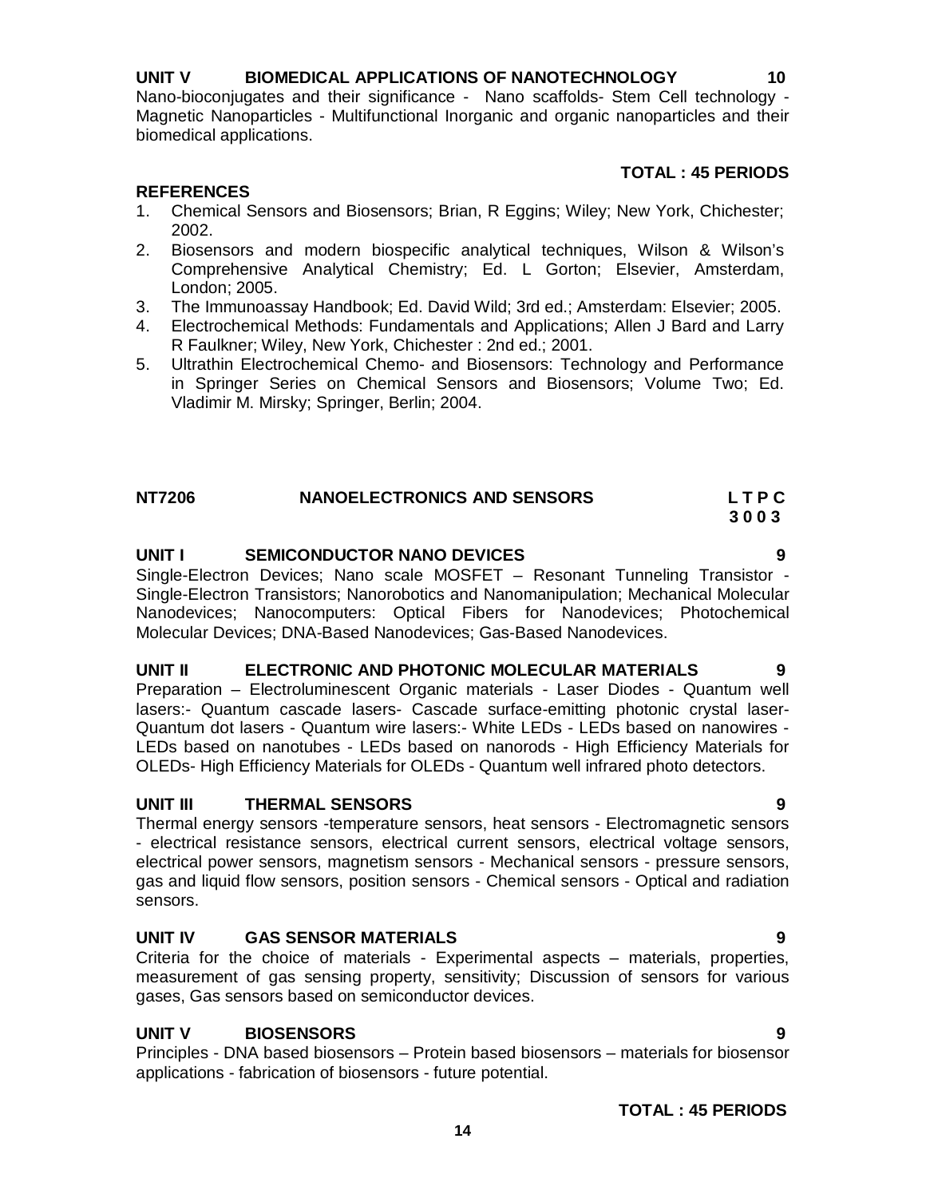**UNIT V BIOMEDICAL APPLICATIONS OF NANOTECHNOLOGY 10**

Nano-bioconjugates and their significance - Nano scaffolds- Stem Cell technology - Magnetic Nanoparticles - Multifunctional Inorganic and organic nanoparticles and their biomedical applications.

**TOTAL : 45 PERIODS**

**REFERENCES**

1. Chemical Sensors and Biosensors; Brian, R Eggins; Wiley; New York, Chichester; 2002.
2. Biosensors and modern biospecific analytical techniques, Wilson & Wilson's Comprehensive Analytical Chemistry; Ed. L Gorton; Elsevier, Amsterdam, London; 2005.
3. The Immunoassay Handbook; Ed. David Wild; 3rd ed.; Amsterdam: Elsevier; 2005.
4. Electrochemical Methods: Fundamentals and Applications; Allen J Bard and Larry R Faulkner; Wiley, New York, Chichester : 2nd ed.; 2001.
5. Ultrathin Electrochemical Chemo- and Biosensors: Technology and Performance in Springer Series on Chemical Sensors and Biosensors; Volume Two; Ed. Vladimir M. Mirsky; Springer, Berlin; 2004.

## NT7206 NANOELECTRONICS AND SENSORS

**L T P C**
**3 0 0 3**

**UNIT I SEMICONDUCTOR NANO DEVICES 9**

Single-Electron Devices; Nano scale MOSFET – Resonant Tunneling Transistor - Single-Electron Transistors; Nanorobotics and Nanomanipulation; Mechanical Molecular Nanodevices; Nanocomputers: Optical Fibers for Nanodevices; Photochemical Molecular Devices; DNA-Based Nanodevices; Gas-Based Nanodevices.

**UNIT II ELECTRONIC AND PHOTONIC MOLECULAR MATERIALS 9**

Preparation – Electroluminescent Organic materials - Laser Diodes - Quantum well lasers:- Quantum cascade lasers- Cascade surface-emitting photonic crystal laser- Quantum dot lasers - Quantum wire lasers:- White LEDs - LEDs based on nanowires - LEDs based on nanotubes - LEDs based on nanorods - High Efficiency Materials for OLEDs- High Efficiency Materials for OLEDs - Quantum well infrared photo detectors.

**UNIT III THERMAL SENSORS 9**

Thermal energy sensors -temperature sensors, heat sensors - Electromagnetic sensors - electrical resistance sensors, electrical current sensors, electrical voltage sensors, electrical power sensors, magnetism sensors - Mechanical sensors - pressure sensors, gas and liquid flow sensors, position sensors - Chemical sensors - Optical and radiation sensors.

**UNIT IV GAS SENSOR MATERIALS 9**

Criteria for the choice of materials - Experimental aspects – materials, properties, measurement of gas sensing property, sensitivity; Discussion of sensors for various gases, Gas sensors based on semiconductor devices.

**UNIT V BIOSENSORS 9**

Principles - DNA based biosensors – Protein based biosensors – materials for biosensor applications - fabrication of biosensors - future potential.

**TOTAL : 45 PERIODS**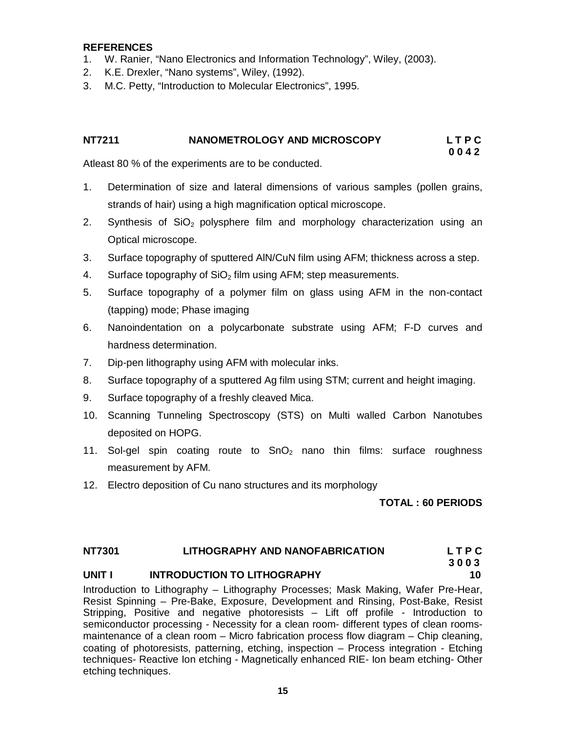**REFERENCES**

1. W. Ranier, "Nano Electronics and Information Technology", Wiley, (2003).
2. K.E. Drexler, "Nano systems", Wiley, (1992).
3. M.C. Petty, "Introduction to Molecular Electronics", 1995.

## NT7211 NANOMETROLOGY AND MICROSCOPY

**L T P C**
**0 0 4 2**

Atleast 80 % of the experiments are to be conducted.

1. Determination of size and lateral dimensions of various samples (pollen grains, strands of hair) using a high magnification optical microscope.
2. Synthesis of $SiO_2$ polysphere film and morphology characterization using an Optical microscope.
3. Surface topography of sputtered AlN/CuN film using AFM; thickness across a step.
4. Surface topography of $SiO_2$ film using AFM; step measurements.
5. Surface topography of a polymer film on glass using AFM in the non-contact (tapping) mode; Phase imaging
6. Nanoindentation on a polycarbonate substrate using AFM; F-D curves and hardness determination.
7. Dip-pen lithography using AFM with molecular inks.
8. Surface topography of a sputtered Ag film using STM; current and height imaging.
9. Surface topography of a freshly cleaved Mica.
10. Scanning Tunneling Spectroscopy (STS) on Multi walled Carbon Nanotubes deposited on HOPG.
11. Sol-gel spin coating route to $SnO_2$ nano thin films: surface roughness measurement by AFM.
12. Electro deposition of Cu nano structures and its morphology

**TOTAL : 60 PERIODS**

## NT7301 LITHOGRAPHY AND NANOFABRICATION

**L T P C**
**3 0 0 3**

### UNIT I INTRODUCTION TO LITHOGRAPHY 10

Introduction to Lithography – Lithography Processes; Mask Making, Wafer Pre-Hear, Resist Spinning – Pre-Bake, Exposure, Development and Rinsing, Post-Bake, Resist Stripping, Positive and negative photoresists – Lift off profile - Introduction to semiconductor processing - Necessity for a clean room- different types of clean rooms-maintenance of a clean room – Micro fabrication process flow diagram – Chip cleaning, coating of photoresists, patterning, etching, inspection – Process integration - Etching techniques- Reactive Ion etching - Magnetically enhanced RIE- Ion beam etching- Other etching techniques.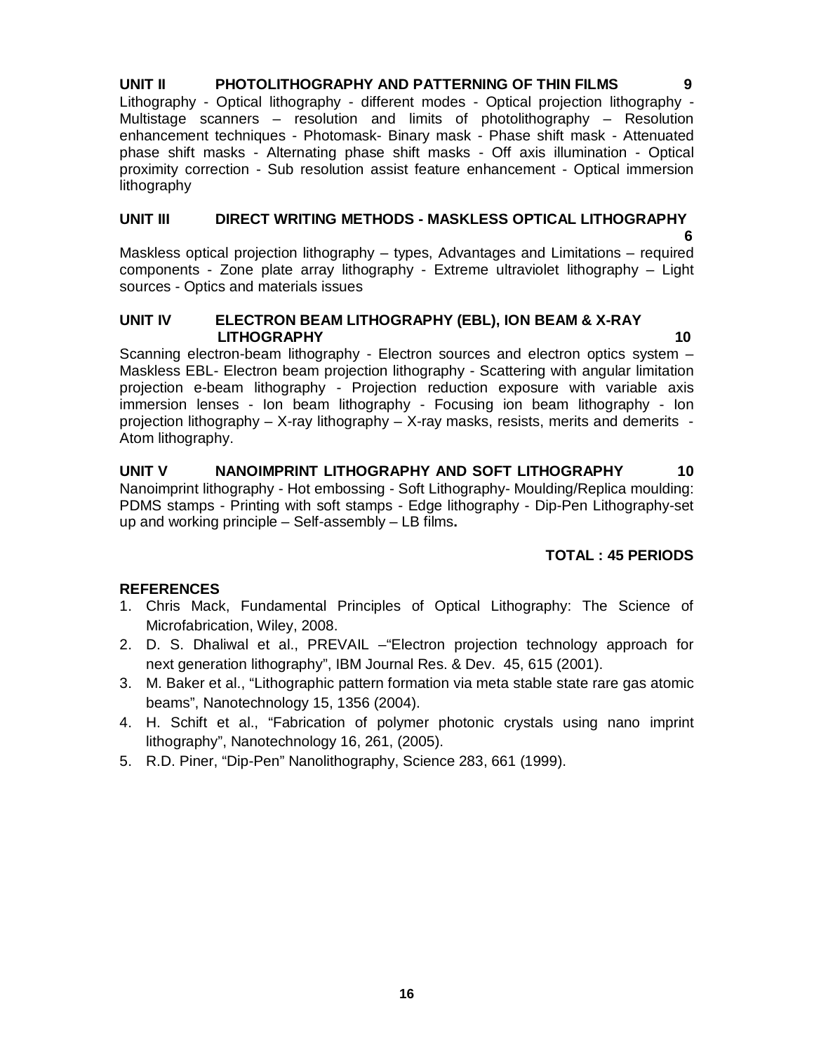**UNIT II PHOTOLITHOGRAPHY AND PATTERNING OF THIN FILMS 9**

Lithography - Optical lithography - different modes - Optical projection lithography - Multistage scanners – resolution and limits of photolithography – Resolution enhancement techniques - Photomask- Binary mask - Phase shift mask - Attenuated phase shift masks - Alternating phase shift masks - Off axis illumination - Optical proximity correction - Sub resolution assist feature enhancement - Optical immersion lithography

**UNIT III DIRECT WRITING METHODS - MASKLESS OPTICAL LITHOGRAPHY 6**

Maskless optical projection lithography – types, Advantages and Limitations – required components - Zone plate array lithography - Extreme ultraviolet lithography – Light sources - Optics and materials issues

**UNIT IV ELECTRON BEAM LITHOGRAPHY (EBL), ION BEAM & X-RAY LITHOGRAPHY 10**

Scanning electron-beam lithography - Electron sources and electron optics system – Maskless EBL- Electron beam projection lithography - Scattering with angular limitation projection e-beam lithography - Projection reduction exposure with variable axis immersion lenses - Ion beam lithography - Focusing ion beam lithography - Ion projection lithography – X-ray lithography – X-ray masks, resists, merits and demerits - Atom lithography.

**UNIT V NANOIMPRINT LITHOGRAPHY AND SOFT LITHOGRAPHY 10**

Nanoimprint lithography - Hot embossing - Soft Lithography- Moulding/Replica moulding: PDMS stamps - Printing with soft stamps - Edge lithography - Dip-Pen Lithography-set up and working principle – Self-assembly – LB films**.**

**TOTAL : 45 PERIODS**

**REFERENCES**

1. Chris Mack, Fundamental Principles of Optical Lithography: The Science of Microfabrication, Wiley, 2008.
2. D. S. Dhaliwal et al., PREVAIL –"Electron projection technology approach for next generation lithography", IBM Journal Res. & Dev. 45, 615 (2001).
3. M. Baker et al., "Lithographic pattern formation via meta stable state rare gas atomic beams", Nanotechnology 15, 1356 (2004).
4. H. Schift et al., "Fabrication of polymer photonic crystals using nano imprint lithography", Nanotechnology 16, 261, (2005).
5. R.D. Piner, "Dip-Pen" Nanolithography, Science 283, 661 (1999).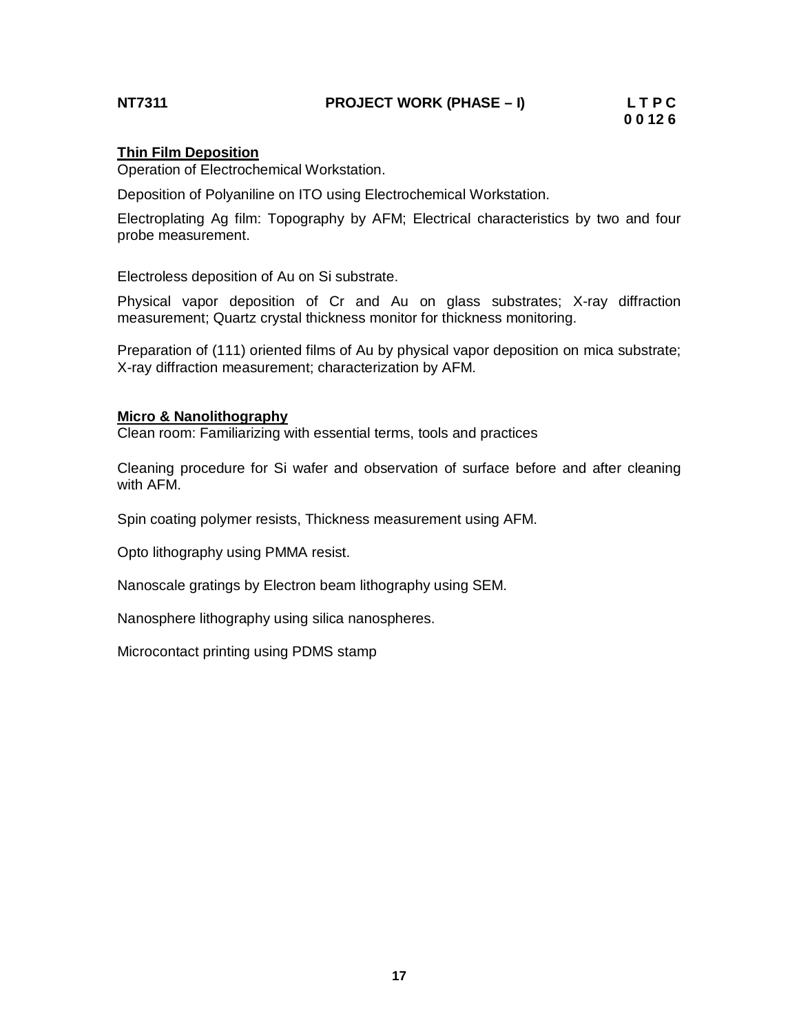**NT7311 PROJECT WORK (PHASE – I)**

| L | T | P | C |
|---|---|---|---|
| 0 | 0 | 12 | 6 |

**Thin Film Deposition**

Operation of Electrochemical Workstation.

Deposition of Polyaniline on ITO using Electrochemical Workstation.

Electroplating Ag film: Topography by AFM; Electrical characteristics by two and four probe measurement.

Electroless deposition of Au on Si substrate.

Physical vapor deposition of Cr and Au on glass substrates; X-ray diffraction measurement; Quartz crystal thickness monitor for thickness monitoring.

Preparation of (111) oriented films of Au by physical vapor deposition on mica substrate; X-ray diffraction measurement; characterization by AFM.

**Micro & Nanolithography**

Clean room: Familiarizing with essential terms, tools and practices

Cleaning procedure for Si wafer and observation of surface before and after cleaning with AFM.

Spin coating polymer resists, Thickness measurement using AFM.

Opto lithography using PMMA resist.

Nanoscale gratings by Electron beam lithography using SEM.

Nanosphere lithography using silica nanospheres.

Microcontact printing using PDMS stamp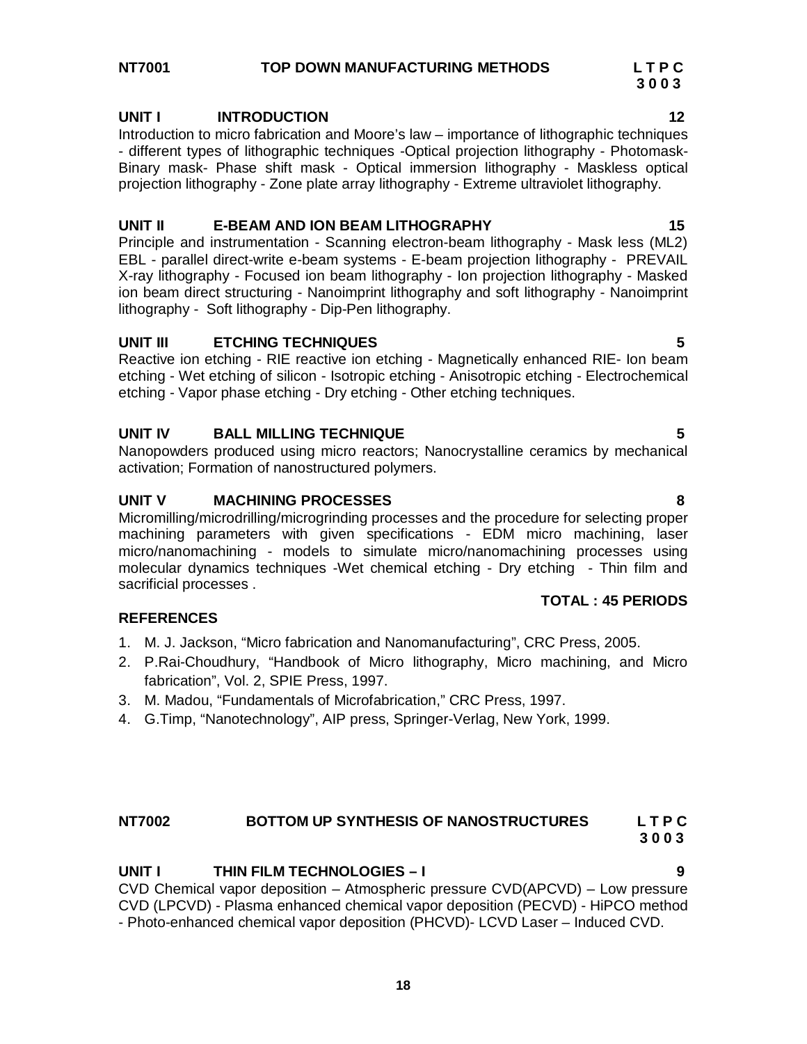## NT7001 TOP DOWN MANUFACTURING METHODS

L T P C
3 0 0 3

### UNIT I INTRODUCTION 12

Introduction to micro fabrication and Moore's law – importance of lithographic techniques - different types of lithographic techniques -Optical projection lithography - Photomask- Binary mask- Phase shift mask - Optical immersion lithography - Maskless optical projection lithography - Zone plate array lithography - Extreme ultraviolet lithography.

### UNIT II E-BEAM AND ION BEAM LITHOGRAPHY 15

Principle and instrumentation - Scanning electron-beam lithography - Mask less (ML2) EBL - parallel direct-write e-beam systems - E-beam projection lithography - PREVAIL X-ray lithography - Focused ion beam lithography - Ion projection lithography - Masked ion beam direct structuring - Nanoimprint lithography and soft lithography - Nanoimprint lithography - Soft lithography - Dip-Pen lithography.

### UNIT III ETCHING TECHNIQUES 5

Reactive ion etching - RIE reactive ion etching - Magnetically enhanced RIE- Ion beam etching - Wet etching of silicon - Isotropic etching - Anisotropic etching - Electrochemical etching - Vapor phase etching - Dry etching - Other etching techniques.

### UNIT IV BALL MILLING TECHNIQUE 5

Nanopowders produced using micro reactors; Nanocrystalline ceramics by mechanical activation; Formation of nanostructured polymers.

### UNIT V MACHINING PROCESSES 8

Micromilling/microdrilling/microgrinding processes and the procedure for selecting proper machining parameters with given specifications - EDM micro machining, laser micro/nanomachining - models to simulate micro/nanomachining processes using molecular dynamics techniques -Wet chemical etching - Dry etching - Thin film and sacrificial processes .

**TOTAL : 45 PERIODS**

### REFERENCES

1. M. J. Jackson, "Micro fabrication and Nanomanufacturing", CRC Press, 2005.
2. P.Rai-Choudhury, "Handbook of Micro lithography, Micro machining, and Micro fabrication", Vol. 2, SPIE Press, 1997.
3. M. Madou, "Fundamentals of Microfabrication," CRC Press, 1997.
4. G.Timp, "Nanotechnology", AIP press, Springer-Verlag, New York, 1999.

## NT7002 BOTTOM UP SYNTHESIS OF NANOSTRUCTURES

L T P C
3 0 0 3

### UNIT I THIN FILM TECHNOLOGIES – I 9

CVD Chemical vapor deposition – Atmospheric pressure CVD(APCVD) – Low pressure CVD (LPCVD) - Plasma enhanced chemical vapor deposition (PECVD) - HiPCO method - Photo-enhanced chemical vapor deposition (PHCVD)- LCVD Laser – Induced CVD.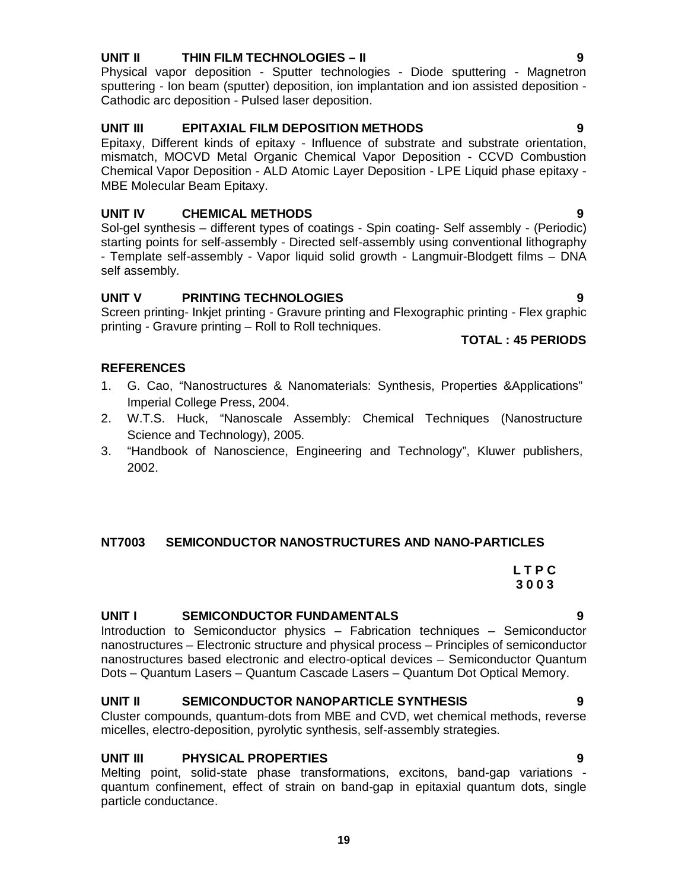### UNIT II THIN FILM TECHNOLOGIES – II 9

Physical vapor deposition - Sputter technologies - Diode sputtering - Magnetron sputtering - Ion beam (sputter) deposition, ion implantation and ion assisted deposition - Cathodic arc deposition - Pulsed laser deposition.

### UNIT III EPITAXIAL FILM DEPOSITION METHODS 9

Epitaxy, Different kinds of epitaxy - Influence of substrate and substrate orientation, mismatch, MOCVD Metal Organic Chemical Vapor Deposition - CCVD Combustion Chemical Vapor Deposition - ALD Atomic Layer Deposition - LPE Liquid phase epitaxy - MBE Molecular Beam Epitaxy.

### UNIT IV CHEMICAL METHODS 9

Sol-gel synthesis – different types of coatings - Spin coating- Self assembly - (Periodic) starting points for self-assembly - Directed self-assembly using conventional lithography - Template self-assembly - Vapor liquid solid growth - Langmuir-Blodgett films – DNA self assembly.

### UNIT V PRINTING TECHNOLOGIES 9

Screen printing- Inkjet printing - Gravure printing and Flexographic printing - Flex graphic printing - Gravure printing – Roll to Roll techniques.

**TOTAL : 45 PERIODS**

### REFERENCES

1. G. Cao, "Nanostructures & Nanomaterials: Synthesis, Properties &Applications" Imperial College Press, 2004.
2. W.T.S. Huck, "Nanoscale Assembly: Chemical Techniques (Nanostructure Science and Technology), 2005.
3. "Handbook of Nanoscience, Engineering and Technology", Kluwer publishers, 2002.

## NT7003 SEMICONDUCTOR NANOSTRUCTURES AND NANO-PARTICLES

**L T P C**
**3 0 0 3**

### UNIT I SEMICONDUCTOR FUNDAMENTALS 9

Introduction to Semiconductor physics – Fabrication techniques – Semiconductor nanostructures – Electronic structure and physical process – Principles of semiconductor nanostructures based electronic and electro-optical devices – Semiconductor Quantum Dots – Quantum Lasers – Quantum Cascade Lasers – Quantum Dot Optical Memory.

### UNIT II SEMICONDUCTOR NANOPARTICLE SYNTHESIS 9

Cluster compounds, quantum-dots from MBE and CVD, wet chemical methods, reverse micelles, electro-deposition, pyrolytic synthesis, self-assembly strategies.

### UNIT III PHYSICAL PROPERTIES 9

Melting point, solid-state phase transformations, excitons, band-gap variations - quantum confinement, effect of strain on band-gap in epitaxial quantum dots, single particle conductance.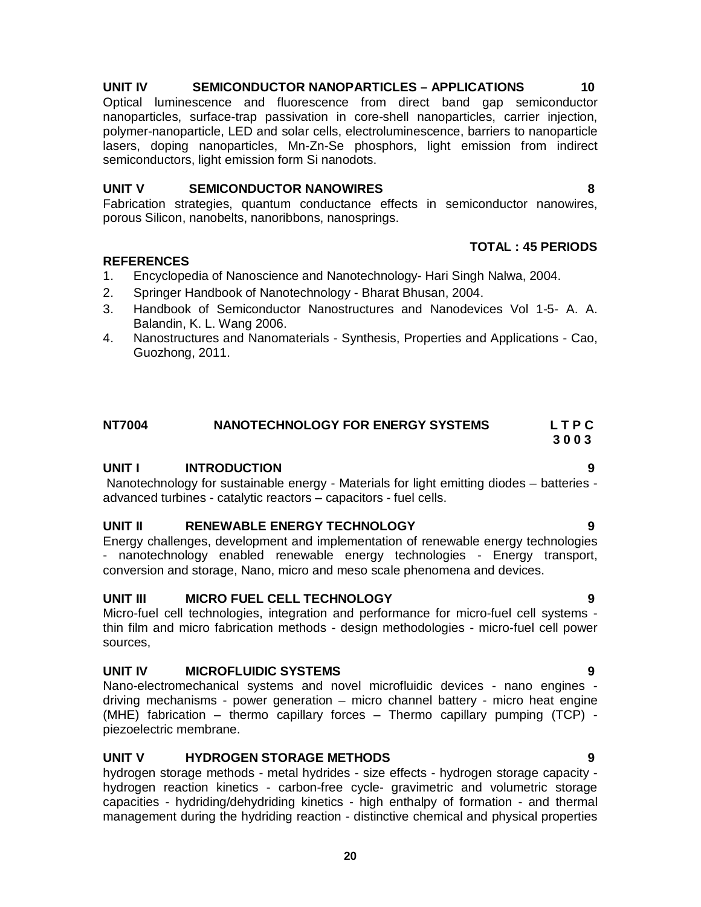**UNIT IV SEMICONDUCTOR NANOPARTICLES – APPLICATIONS 10**

Optical luminescence and fluorescence from direct band gap semiconductor nanoparticles, surface-trap passivation in core-shell nanoparticles, carrier injection, polymer-nanoparticle, LED and solar cells, electroluminescence, barriers to nanoparticle lasers, doping nanoparticles, Mn-Zn-Se phosphors, light emission from indirect semiconductors, light emission form Si nanodots.

**UNIT V SEMICONDUCTOR NANOWIRES 8**

Fabrication strategies, quantum conductance effects in semiconductor nanowires, porous Silicon, nanobelts, nanoribbons, nanosprings.

**TOTAL : 45 PERIODS**

**REFERENCES**

1. Encyclopedia of Nanoscience and Nanotechnology- Hari Singh Nalwa, 2004.
2. Springer Handbook of Nanotechnology - Bharat Bhusan, 2004.
3. Handbook of Semiconductor Nanostructures and Nanodevices Vol 1-5- A. A. Balandin, K. L. Wang 2006.
4. Nanostructures and Nanomaterials - Synthesis, Properties and Applications - Cao, Guozhong, 2011.

## NT7004 NANOTECHNOLOGY FOR ENERGY SYSTEMS

| L | T | P | C |
|---|---|---|---|
| 3 | 0 | 0 | 3 |

**UNIT I INTRODUCTION 9**

Nanotechnology for sustainable energy - Materials for light emitting diodes – batteries - advanced turbines - catalytic reactors – capacitors - fuel cells.

**UNIT II RENEWABLE ENERGY TECHNOLOGY 9**

Energy challenges, development and implementation of renewable energy technologies - nanotechnology enabled renewable energy technologies - Energy transport, conversion and storage, Nano, micro and meso scale phenomena and devices.

**UNIT III MICRO FUEL CELL TECHNOLOGY 9**

Micro-fuel cell technologies, integration and performance for micro-fuel cell systems - thin film and micro fabrication methods - design methodologies - micro-fuel cell power sources,

**UNIT IV MICROFLUIDIC SYSTEMS 9**

Nano-electromechanical systems and novel microfluidic devices - nano engines - driving mechanisms - power generation – micro channel battery - micro heat engine (MHE) fabrication – thermo capillary forces – Thermo capillary pumping (TCP) - piezoelectric membrane.

**UNIT V HYDROGEN STORAGE METHODS 9**

hydrogen storage methods - metal hydrides - size effects - hydrogen storage capacity - hydrogen reaction kinetics - carbon-free cycle- gravimetric and volumetric storage capacities - hydriding/dehydriding kinetics - high enthalpy of formation - and thermal management during the hydriding reaction - distinctive chemical and physical properties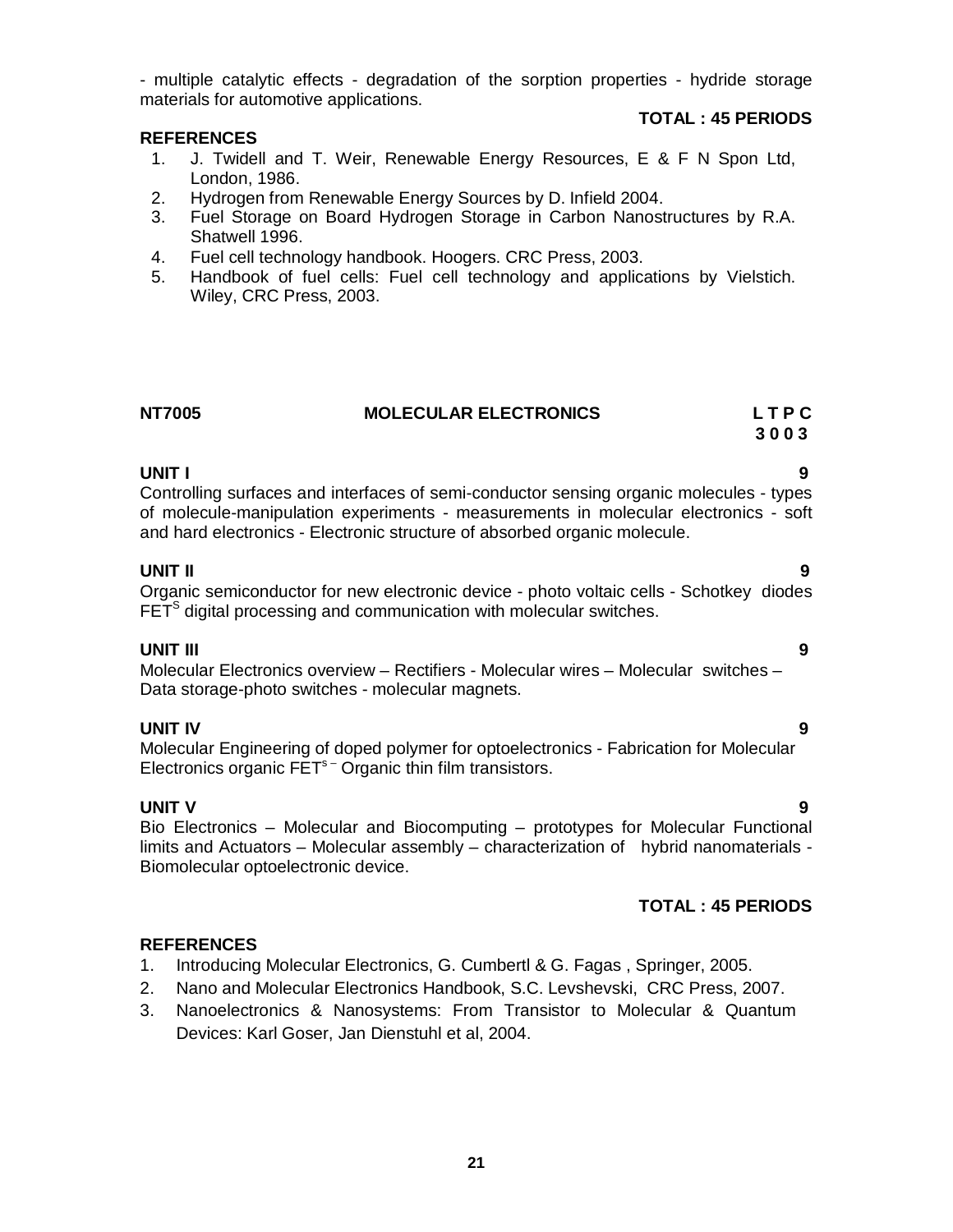- multiple catalytic effects - degradation of the sorption properties - hydride storage materials for automotive applications.

**TOTAL : 45 PERIODS**

**REFERENCES**

1. J. Twidell and T. Weir, Renewable Energy Resources, E & F N Spon Ltd, London, 1986.
2. Hydrogen from Renewable Energy Sources by D. Infield 2004.
3. Fuel Storage on Board Hydrogen Storage in Carbon Nanostructures by R.A. Shatwell 1996.
4. Fuel cell technology handbook. Hoogers. CRC Press, 2003.
5. Handbook of fuel cells: Fuel cell technology and applications by Vielstich. Wiley, CRC Press, 2003.

## NT7005 MOLECULAR ELECTRONICS

**L T P C**
**3 0 0 3**

**UNIT I** **9**

Controlling surfaces and interfaces of semi-conductor sensing organic molecules - types of molecule-manipulation experiments - measurements in molecular electronics - soft and hard electronics - Electronic structure of absorbed organic molecule.

**UNIT II** **9**

Organic semiconductor for new electronic device - photo voltaic cells - Schotkey diodes FET$^{S}$ digital processing and communication with molecular switches.

**UNIT III** **9**

Molecular Electronics overview – Rectifiers - Molecular wires – Molecular switches – Data storage-photo switches - molecular magnets.

**UNIT IV** **9**

Molecular Engineering of doped polymer for optoelectronics - Fabrication for Molecular Electronics organic FET$^{s-}$ Organic thin film transistors.

**UNIT V** **9**

Bio Electronics – Molecular and Biocomputing – prototypes for Molecular Functional limits and Actuators – Molecular assembly – characterization of hybrid nanomaterials - Biomolecular optoelectronic device.

**TOTAL : 45 PERIODS**

**REFERENCES**

1. Introducing Molecular Electronics, G. Cumbertl & G. Fagas , Springer, 2005.
2. Nano and Molecular Electronics Handbook, S.C. Levshevski, CRC Press, 2007.
3. Nanoelectronics & Nanosystems: From Transistor to Molecular & Quantum Devices: Karl Goser, Jan Dienstuhl et al, 2004.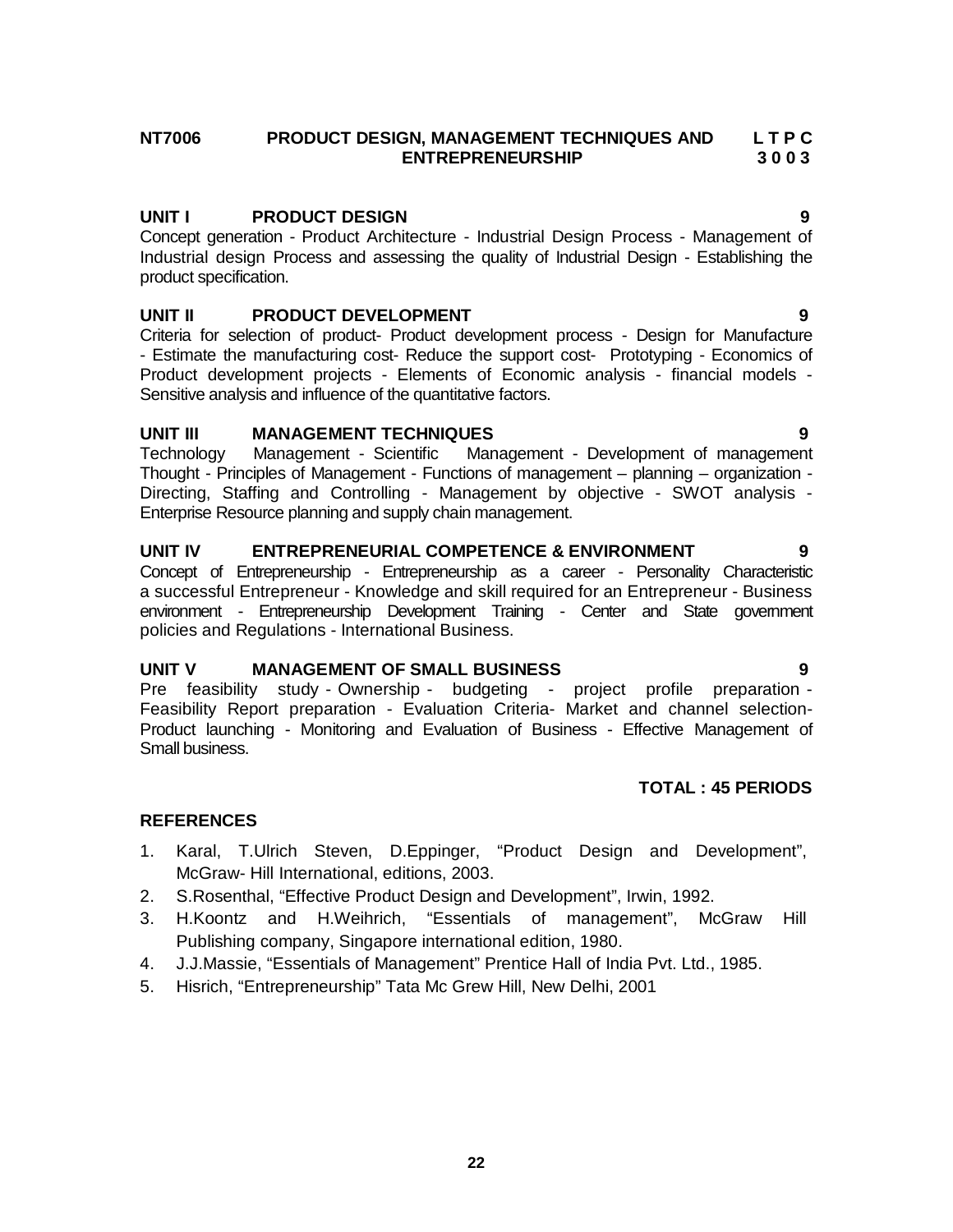**NT7006 PRODUCT DESIGN, MANAGEMENT TECHNIQUES AND ENTREPRENEURSHIP**

**L T P C**
**3 0 0 3**

### UNIT I PRODUCT DESIGN 9

Concept generation - Product Architecture - Industrial Design Process - Management of Industrial design Process and assessing the quality of Industrial Design - Establishing the product specification.

### UNIT II PRODUCT DEVELOPMENT 9

Criteria for selection of product- Product development process - Design for Manufacture - Estimate the manufacturing cost- Reduce the support cost- Prototyping - Economics of Product development projects - Elements of Economic analysis - financial models - Sensitive analysis and influence of the quantitative factors.

### UNIT III MANAGEMENT TECHNIQUES 9

Technology Management - Scientific Management - Development of management Thought - Principles of Management - Functions of management – planning – organization - Directing, Staffing and Controlling - Management by objective - SWOT analysis - Enterprise Resource planning and supply chain management.

### UNIT IV ENTREPRENEURIAL COMPETENCE & ENVIRONMENT 9

Concept of Entrepreneurship - Entrepreneurship as a career - Personality Characteristic a successful Entrepreneur - Knowledge and skill required for an Entrepreneur - Business environment - Entrepreneurship Development Training - Center and State government policies and Regulations - International Business.

### UNIT V MANAGEMENT OF SMALL BUSINESS 9

Pre feasibility study - Ownership - budgeting - project profile preparation - Feasibility Report preparation - Evaluation Criteria- Market and channel selection- Product launching - Monitoring and Evaluation of Business - Effective Management of Small business.

**TOTAL : 45 PERIODS**

### REFERENCES

1. Karal, T.Ulrich Steven, D.Eppinger, "Product Design and Development", McGraw- Hill International, editions, 2003.
2. S.Rosenthal, "Effective Product Design and Development", Irwin, 1992.
3. H.Koontz and H.Weihrich, "Essentials of management", McGraw Hill Publishing company, Singapore international edition, 1980.
4. J.J.Massie, "Essentials of Management" Prentice Hall of India Pvt. Ltd., 1985.
5. Hisrich, "Entrepreneurship" Tata Mc Grew Hill, New Delhi, 2001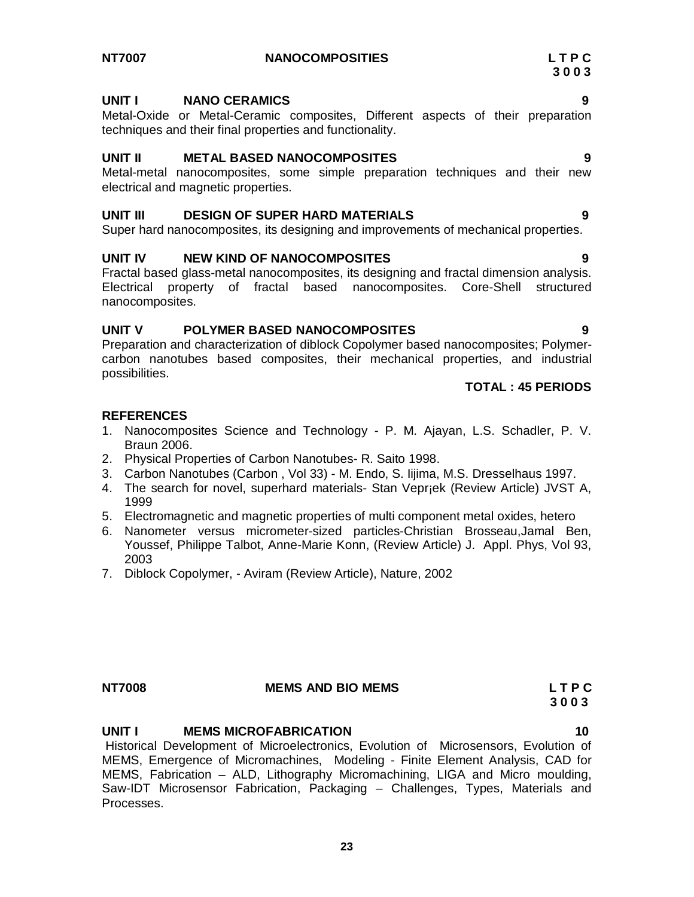**NT7007 NANOCOMPOSITIES**

**L T P C**
**3 0 0 3**

**UNIT I NANO CERAMICS 9**

Metal-Oxide or Metal-Ceramic composites, Different aspects of their preparation techniques and their final properties and functionality.

**UNIT II METAL BASED NANOCOMPOSITES 9**

Metal-metal nanocomposites, some simple preparation techniques and their new electrical and magnetic properties.

**UNIT III DESIGN OF SUPER HARD MATERIALS 9**

Super hard nanocomposites, its designing and improvements of mechanical properties.

**UNIT IV NEW KIND OF NANOCOMPOSITES 9**

Fractal based glass-metal nanocomposites, its designing and fractal dimension analysis. Electrical property of fractal based nanocomposites. Core-Shell structured nanocomposites.

**UNIT V POLYMER BASED NANOCOMPOSITES 9**

Preparation and characterization of diblock Copolymer based nanocomposites; Polymer-carbon nanotubes based composites, their mechanical properties, and industrial possibilities.

**TOTAL : 45 PERIODS**

**REFERENCES**

1. Nanocomposites Science and Technology - P. M. Ajayan, L.S. Schadler, P. V. Braun 2006.
2. Physical Properties of Carbon Nanotubes- R. Saito 1998.
3. Carbon Nanotubes (Carbon , Vol 33) - M. Endo, S. Iijima, M.S. Dresselhaus 1997.
4. The search for novel, superhard materials- Stan Vepr¡ek (Review Article) JVST A, 1999
5. Electromagnetic and magnetic properties of multi component metal oxides, hetero
6. Nanometer versus micrometer-sized particles-Christian Brosseau,Jamal Ben, Youssef, Philippe Talbot, Anne-Marie Konn, (Review Article) J. Appl. Phys, Vol 93, 2003
7. Diblock Copolymer, - Aviram (Review Article), Nature, 2002

**NT7008 MEMS AND BIO MEMS**

**L T P C**
**3 0 0 3**

**UNIT I MEMS MICROFABRICATION 10**

Historical Development of Microelectronics, Evolution of Microsensors, Evolution of MEMS, Emergence of Micromachines, Modeling - Finite Element Analysis, CAD for MEMS, Fabrication – ALD, Lithography Micromachining, LIGA and Micro moulding, Saw-IDT Microsensor Fabrication, Packaging – Challenges, Types, Materials and Processes.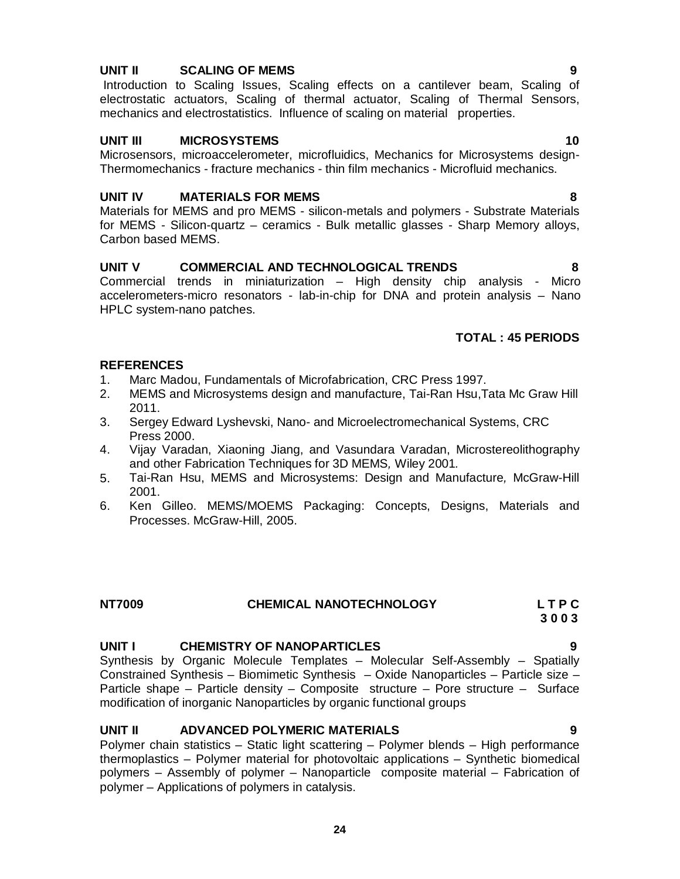**UNIT II SCALING OF MEMS 9**

Introduction to Scaling Issues, Scaling effects on a cantilever beam, Scaling of electrostatic actuators, Scaling of thermal actuator, Scaling of Thermal Sensors, mechanics and electrostatistics. Influence of scaling on material properties.

**UNIT III MICROSYSTEMS 10**

Microsensors, microaccelerometer, microfluidics, Mechanics for Microsystems design-Thermomechanics - fracture mechanics - thin film mechanics - Microfluid mechanics.

**UNIT IV MATERIALS FOR MEMS 8**

Materials for MEMS and pro MEMS - silicon-metals and polymers - Substrate Materials for MEMS - Silicon-quartz – ceramics - Bulk metallic glasses - Sharp Memory alloys, Carbon based MEMS.

**UNIT V COMMERCIAL AND TECHNOLOGICAL TRENDS 8**

Commercial trends in miniaturization – High density chip analysis - Micro accelerometers-micro resonators - lab-in-chip for DNA and protein analysis – Nano HPLC system-nano patches.

**TOTAL : 45 PERIODS**

**REFERENCES**

1. Marc Madou, Fundamentals of Microfabrication, CRC Press 1997.
2. MEMS and Microsystems design and manufacture, Tai-Ran Hsu,Tata Mc Graw Hill 2011.
3. Sergey Edward Lyshevski, Nano- and Microelectromechanical Systems, CRC Press 2000.
4. Vijay Varadan, Xiaoning Jiang, and Vasundara Varadan, Microstereolithography and other Fabrication Techniques for 3D MEMS, Wiley 2001.
5. Tai-Ran Hsu, MEMS and Microsystems: Design and Manufacture, McGraw-Hill 2001.
6. Ken Gilleo. MEMS/MOEMS Packaging: Concepts, Designs, Materials and Processes. McGraw-Hill, 2005.

## NT7009 CHEMICAL NANOTECHNOLOGY

**L T P C**
**3 0 0 3**

**UNIT I CHEMISTRY OF NANOPARTICLES 9**

Synthesis by Organic Molecule Templates – Molecular Self-Assembly – Spatially Constrained Synthesis – Biomimetic Synthesis – Oxide Nanoparticles – Particle size – Particle shape – Particle density – Composite structure – Pore structure – Surface modification of inorganic Nanoparticles by organic functional groups

**UNIT II ADVANCED POLYMERIC MATERIALS 9**

Polymer chain statistics – Static light scattering – Polymer blends – High performance thermoplastics – Polymer material for photovoltaic applications – Synthetic biomedical polymers – Assembly of polymer – Nanoparticle composite material – Fabrication of polymer – Applications of polymers in catalysis.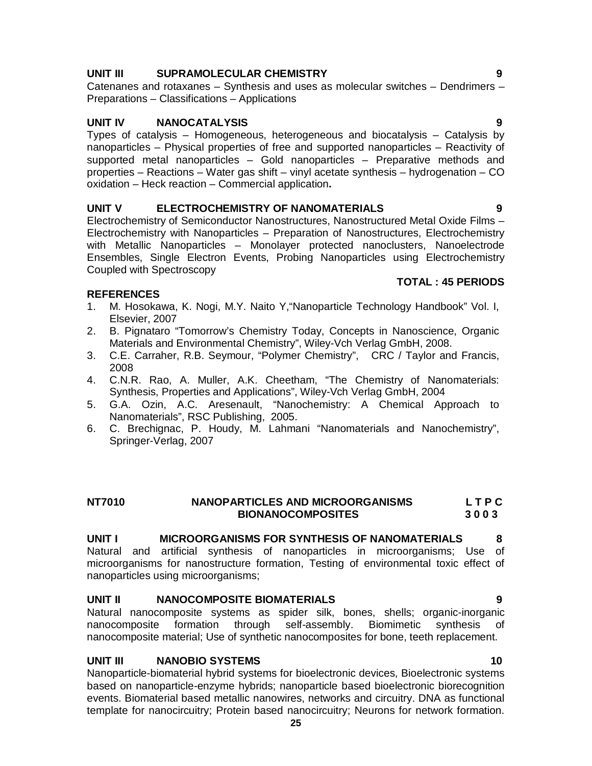### UNIT III SUPRAMOLECULAR CHEMISTRY 9

Catenanes and rotaxanes – Synthesis and uses as molecular switches – Dendrimers – Preparations – Classifications – Applications

### UNIT IV NANOCATALYSIS 9

Types of catalysis – Homogeneous, heterogeneous and biocatalysis – Catalysis by nanoparticles – Physical properties of free and supported nanoparticles – Reactivity of supported metal nanoparticles – Gold nanoparticles – Preparative methods and properties – Reactions – Water gas shift – vinyl acetate synthesis – hydrogenation – CO oxidation – Heck reaction – Commercial application**.**

### UNIT V ELECTROCHEMISTRY OF NANOMATERIALS 9

Electrochemistry of Semiconductor Nanostructures, Nanostructured Metal Oxide Films – Electrochemistry with Nanoparticles – Preparation of Nanostructures, Electrochemistry with Metallic Nanoparticles – Monolayer protected nanoclusters, Nanoelectrode Ensembles, Single Electron Events, Probing Nanoparticles using Electrochemistry Coupled with Spectroscopy

**TOTAL : 45 PERIODS**

### REFERENCES

1. M. Hosokawa, K. Nogi, M.Y. Naito Y,"Nanoparticle Technology Handbook" Vol. I, Elsevier, 2007
2. B. Pignataro "Tomorrow's Chemistry Today, Concepts in Nanoscience, Organic Materials and Environmental Chemistry", Wiley-Vch Verlag GmbH, 2008.
3. C.E. Carraher, R.B. Seymour, "Polymer Chemistry", CRC / Taylor and Francis, 2008
4. C.N.R. Rao, A. Muller, A.K. Cheetham, "The Chemistry of Nanomaterials: Synthesis, Properties and Applications", Wiley-Vch Verlag GmbH, 2004
5. G.A. Ozin, A.C. Aresenault, "Nanochemistry: A Chemical Approach to Nanomaterials", RSC Publishing, 2005.
6. C. Brechignac, P. Houdy, M. Lahmani "Nanomaterials and Nanochemistry", Springer-Verlag, 2007

## NT7010 NANOPARTICLES AND MICROORGANISMS BIONANOCOMPOSITES

**L T P C**
**3 0 0 3**

### UNIT I MICROORGANISMS FOR SYNTHESIS OF NANOMATERIALS 8

Natural and artificial synthesis of nanoparticles in microorganisms; Use of microorganisms for nanostructure formation, Testing of environmental toxic effect of nanoparticles using microorganisms;

### UNIT II NANOCOMPOSITE BIOMATERIALS 9

Natural nanocomposite systems as spider silk, bones, shells; organic-inorganic nanocomposite formation through self-assembly. Biomimetic synthesis of nanocomposite material; Use of synthetic nanocomposites for bone, teeth replacement.

### UNIT III NANOBIO SYSTEMS 10

Nanoparticle-biomaterial hybrid systems for bioelectronic devices, Bioelectronic systems based on nanoparticle-enzyme hybrids; nanoparticle based bioelectronic biorecognition events. Biomaterial based metallic nanowires, networks and circuitry. DNA as functional template for nanocircuitry; Protein based nanocircuitry; Neurons for network formation.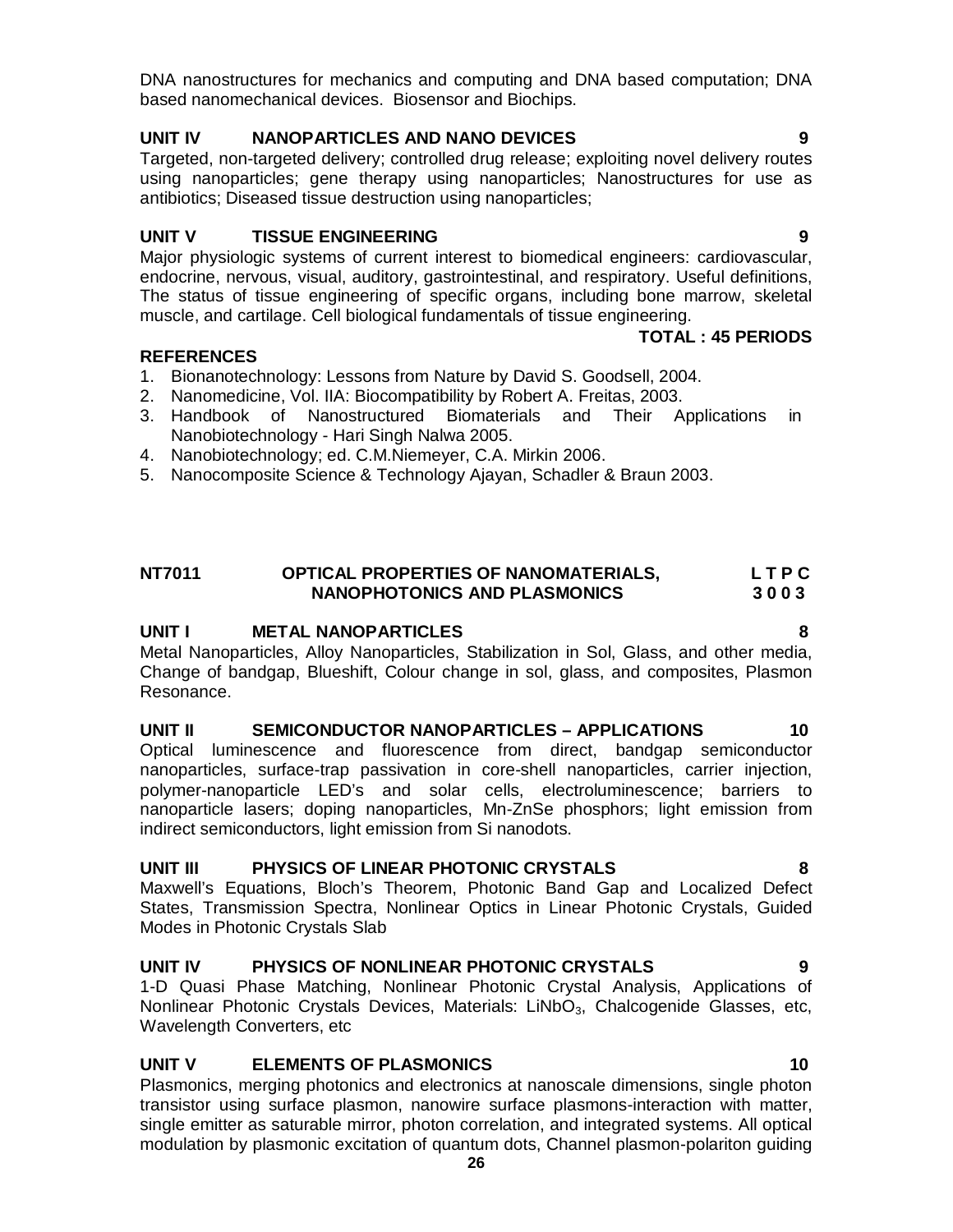DNA nanostructures for mechanics and computing and DNA based computation; DNA based nanomechanical devices. Biosensor and Biochips.

**UNIT IV NANOPARTICLES AND NANO DEVICES 9**

Targeted, non-targeted delivery; controlled drug release; exploiting novel delivery routes using nanoparticles; gene therapy using nanoparticles; Nanostructures for use as antibiotics; Diseased tissue destruction using nanoparticles;

**UNIT V TISSUE ENGINEERING 9**

Major physiologic systems of current interest to biomedical engineers: cardiovascular, endocrine, nervous, visual, auditory, gastrointestinal, and respiratory. Useful definitions, The status of tissue engineering of specific organs, including bone marrow, skeletal muscle, and cartilage. Cell biological fundamentals of tissue engineering.

**TOTAL : 45 PERIODS**

**REFERENCES**

1. Bionanotechnology: Lessons from Nature by David S. Goodsell, 2004.
2. Nanomedicine, Vol. IIA: Biocompatibility by Robert A. Freitas, 2003.
3. Handbook of Nanostructured Biomaterials and Their Applications in Nanobiotechnology - Hari Singh Nalwa 2005.
4. Nanobiotechnology; ed. C.M.Niemeyer, C.A. Mirkin 2006.
5. Nanocomposite Science & Technology Ajayan, Schadler & Braun 2003.

## NT7011 OPTICAL PROPERTIES OF NANOMATERIALS, NANOPHOTONICS AND PLASMONICS

**L T P C**
**3 0 0 3**

**UNIT I METAL NANOPARTICLES 8**

Metal Nanoparticles, Alloy Nanoparticles, Stabilization in Sol, Glass, and other media, Change of bandgap, Blueshift, Colour change in sol, glass, and composites, Plasmon Resonance.

**UNIT II SEMICONDUCTOR NANOPARTICLES – APPLICATIONS 10**

Optical luminescence and fluorescence from direct, bandgap semiconductor nanoparticles, surface-trap passivation in core-shell nanoparticles, carrier injection, polymer-nanoparticle LED's and solar cells, electroluminescence; barriers to nanoparticle lasers; doping nanoparticles, Mn-ZnSe phosphors; light emission from indirect semiconductors, light emission from Si nanodots.

**UNIT III PHYSICS OF LINEAR PHOTONIC CRYSTALS 8**

Maxwell's Equations, Bloch's Theorem, Photonic Band Gap and Localized Defect States, Transmission Spectra, Nonlinear Optics in Linear Photonic Crystals, Guided Modes in Photonic Crystals Slab

**UNIT IV PHYSICS OF NONLINEAR PHOTONIC CRYSTALS 9**

1-D Quasi Phase Matching, Nonlinear Photonic Crystal Analysis, Applications of Nonlinear Photonic Crystals Devices, Materials: $LiNbO_3$, Chalcogenide Glasses, etc, Wavelength Converters, etc

**UNIT V ELEMENTS OF PLASMONICS 10**

Plasmonics, merging photonics and electronics at nanoscale dimensions, single photon transistor using surface plasmon, nanowire surface plasmons-interaction with matter, single emitter as saturable mirror, photon correlation, and integrated systems. All optical modulation by plasmonic excitation of quantum dots, Channel plasmon-polariton guiding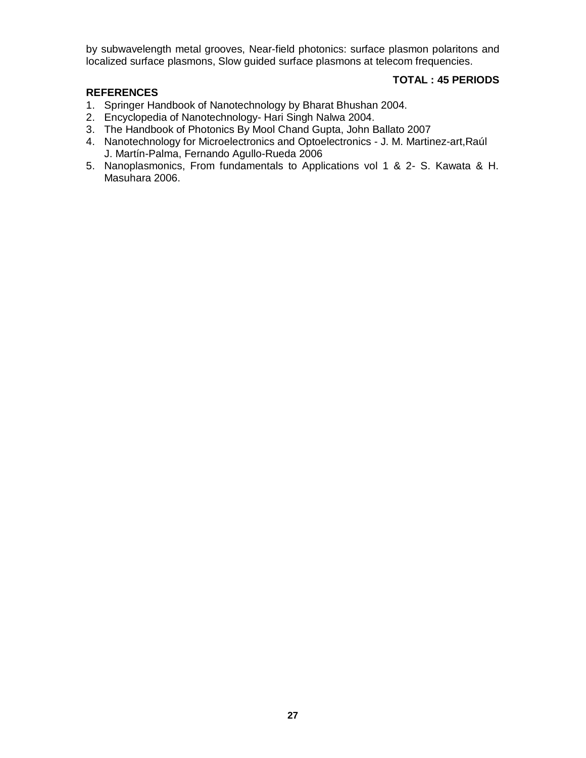by subwavelength metal grooves, Near-field photonics: surface plasmon polaritons and localized surface plasmons, Slow guided surface plasmons at telecom frequencies.

**TOTAL : 45 PERIODS**

**REFERENCES**

1. Springer Handbook of Nanotechnology by Bharat Bhushan 2004.
2. Encyclopedia of Nanotechnology- Hari Singh Nalwa 2004.
3. The Handbook of Photonics By Mool Chand Gupta, John Ballato 2007
4. Nanotechnology for Microelectronics and Optoelectronics - J. M. Martinez-art,Raúl J. Martín-Palma, Fernando Agullo-Rueda 2006
5. Nanoplasmonics, From fundamentals to Applications vol 1 & 2- S. Kawata & H. Masuhara 2006.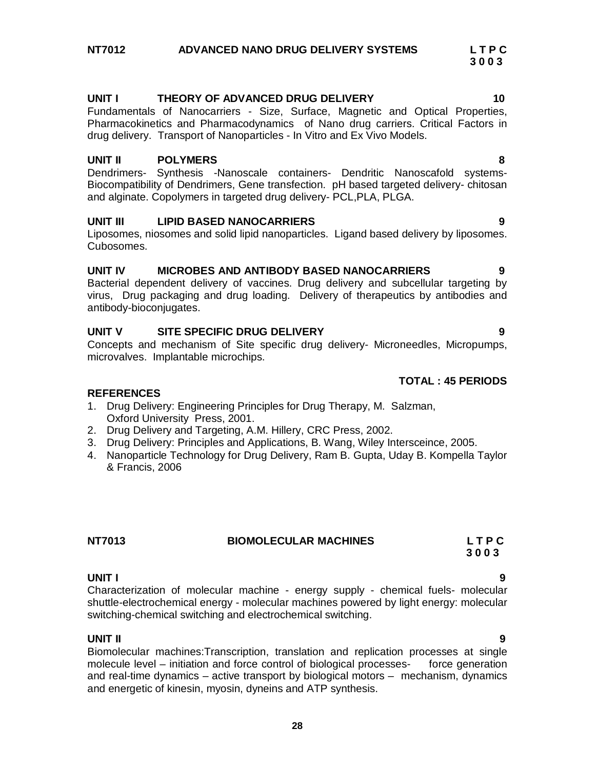## NT7012 ADVANCED NANO DRUG DELIVERY SYSTEMS

**L T P C**
**3 0 0 3**

### UNIT I THEORY OF ADVANCED DRUG DELIVERY — 10

Fundamentals of Nanocarriers - Size, Surface, Magnetic and Optical Properties, Pharmacokinetics and Pharmacodynamics of Nano drug carriers. Critical Factors in drug delivery. Transport of Nanoparticles - In Vitro and Ex Vivo Models.

### UNIT II POLYMERS — 8

Dendrimers- Synthesis -Nanoscale containers- Dendritic Nanoscafold systems- Biocompatibility of Dendrimers, Gene transfection. pH based targeted delivery- chitosan and alginate. Copolymers in targeted drug delivery- PCL,PLA, PLGA.

### UNIT III LIPID BASED NANOCARRIERS — 9

Liposomes, niosomes and solid lipid nanoparticles. Ligand based delivery by liposomes. Cubosomes.

### UNIT IV MICROBES AND ANTIBODY BASED NANOCARRIERS — 9

Bacterial dependent delivery of vaccines. Drug delivery and subcellular targeting by virus, Drug packaging and drug loading. Delivery of therapeutics by antibodies and antibody-bioconjugates.

### UNIT V SITE SPECIFIC DRUG DELIVERY — 9

Concepts and mechanism of Site specific drug delivery- Microneedles, Micropumps, microvalves. Implantable microchips.

**TOTAL : 45 PERIODS**

### REFERENCES

1. Drug Delivery: Engineering Principles for Drug Therapy, M. Salzman, Oxford University Press, 2001.
2. Drug Delivery and Targeting, A.M. Hillery, CRC Press, 2002.
3. Drug Delivery: Principles and Applications, B. Wang, Wiley Intersceince, 2005.
4. Nanoparticle Technology for Drug Delivery, Ram B. Gupta, Uday B. Kompella Taylor & Francis, 2006

## NT7013 BIOMOLECULAR MACHINES

**L T P C**
**3 0 0 3**

### UNIT I — 9

Characterization of molecular machine - energy supply - chemical fuels- molecular shuttle-electrochemical energy - molecular machines powered by light energy: molecular switching-chemical switching and electrochemical switching.

### UNIT II — 9

Biomolecular machines:Transcription, translation and replication processes at single molecule level – initiation and force control of biological processes- force generation and real-time dynamics – active transport by biological motors – mechanism, dynamics and energetic of kinesin, myosin, dyneins and ATP synthesis.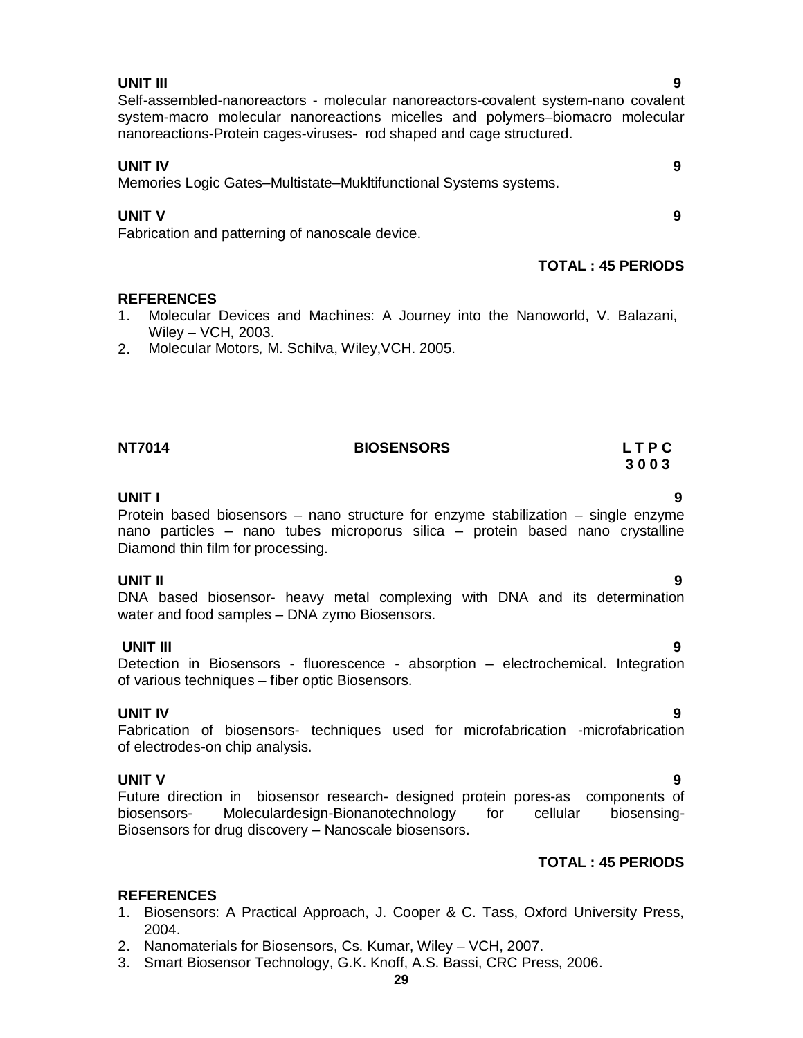**UNIT III 9**

Self-assembled-nanoreactors - molecular nanoreactors-covalent system-nano covalent system-macro molecular nanoreactions micelles and polymers–biomacro molecular nanoreactions-Protein cages-viruses- rod shaped and cage structured.

**UNIT IV 9**

Memories Logic Gates–Multistate–Mukltifunctional Systems systems.

**UNIT V 9**

Fabrication and patterning of nanoscale device.

**TOTAL : 45 PERIODS**

**REFERENCES**

1. Molecular Devices and Machines: A Journey into the Nanoworld, V. Balazani, Wiley – VCH, 2003.
2. Molecular Motors, M. Schilva, Wiley,VCH. 2005.

**NT7014 BIOSENSORS L T P C**
**3 0 0 3**

**UNIT I 9**

Protein based biosensors – nano structure for enzyme stabilization – single enzyme nano particles – nano tubes microporus silica – protein based nano crystalline Diamond thin film for processing.

**UNIT II 9**

DNA based biosensor- heavy metal complexing with DNA and its determination water and food samples – DNA zymo Biosensors.

**UNIT III 9**

Detection in Biosensors - fluorescence - absorption – electrochemical. Integration of various techniques – fiber optic Biosensors.

**UNIT IV 9**

Fabrication of biosensors- techniques used for microfabrication -microfabrication of electrodes-on chip analysis.

**UNIT V 9**

Future direction in biosensor research- designed protein pores-as components of biosensors- Moleculardesign-Bionanotechnology for cellular biosensing-Biosensors for drug discovery – Nanoscale biosensors.

**TOTAL : 45 PERIODS**

**REFERENCES**

1. Biosensors: A Practical Approach, J. Cooper & C. Tass, Oxford University Press, 2004.
2. Nanomaterials for Biosensors, Cs. Kumar, Wiley – VCH, 2007.
3. Smart Biosensor Technology, G.K. Knoff, A.S. Bassi, CRC Press, 2006.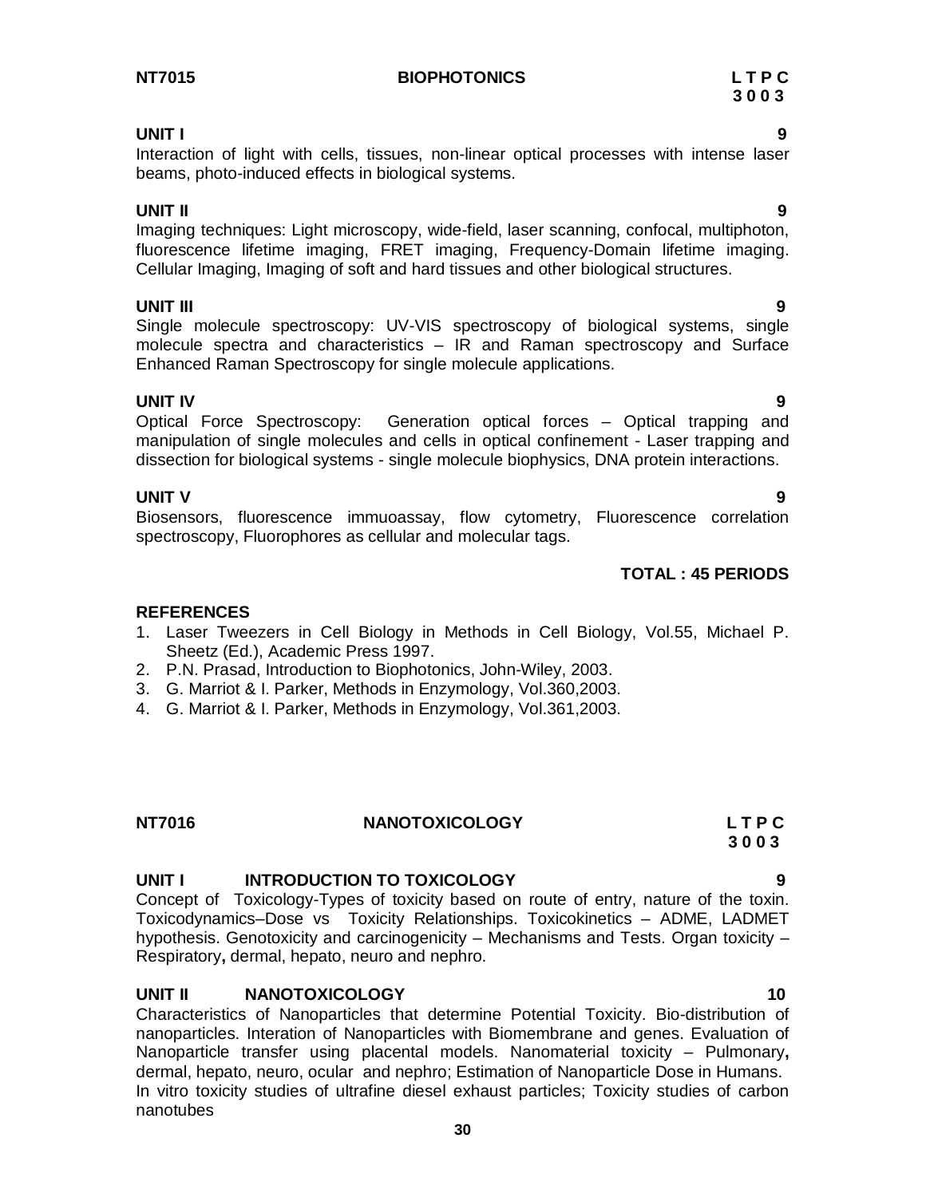## NT7015 BIOPHOTONICS

**L T P C**
**3 0 0 3**

**UNIT I** **9**

Interaction of light with cells, tissues, non-linear optical processes with intense laser beams, photo-induced effects in biological systems.

**UNIT II** **9**

Imaging techniques: Light microscopy, wide-field, laser scanning, confocal, multiphoton, fluorescence lifetime imaging, FRET imaging, Frequency-Domain lifetime imaging. Cellular Imaging, Imaging of soft and hard tissues and other biological structures.

**UNIT III** **9**

Single molecule spectroscopy: UV-VIS spectroscopy of biological systems, single molecule spectra and characteristics – IR and Raman spectroscopy and Surface Enhanced Raman Spectroscopy for single molecule applications.

**UNIT IV** **9**

Optical Force Spectroscopy: Generation optical forces – Optical trapping and manipulation of single molecules and cells in optical confinement - Laser trapping and dissection for biological systems - single molecule biophysics, DNA protein interactions.

**UNIT V** **9**

Biosensors, fluorescence immuoassay, flow cytometry, Fluorescence correlation spectroscopy, Fluorophores as cellular and molecular tags.

**TOTAL : 45 PERIODS**

**REFERENCES**

1. Laser Tweezers in Cell Biology in Methods in Cell Biology, Vol.55, Michael P. Sheetz (Ed.), Academic Press 1997.
2. P.N. Prasad, Introduction to Biophotonics, John-Wiley, 2003.
3. G. Marriot & I. Parker, Methods in Enzymology, Vol.360,2003.
4. G. Marriot & I. Parker, Methods in Enzymology, Vol.361,2003.

## NT7016 NANOTOXICOLOGY

**L T P C**
**3 0 0 3**

**UNIT I INTRODUCTION TO TOXICOLOGY** **9**

Concept of Toxicology-Types of toxicity based on route of entry, nature of the toxin. Toxicodynamics–Dose vs Toxicity Relationships. Toxicokinetics – ADME, LADMET hypothesis. Genotoxicity and carcinogenicity – Mechanisms and Tests. Organ toxicity – Respiratory**,** dermal, hepato, neuro and nephro.

**UNIT II NANOTOXICOLOGY** **10**

Characteristics of Nanoparticles that determine Potential Toxicity. Bio-distribution of nanoparticles. Interation of Nanoparticles with Biomembrane and genes. Evaluation of Nanoparticle transfer using placental models. Nanomaterial toxicity – Pulmonary**,** dermal, hepato, neuro, ocular and nephro; Estimation of Nanoparticle Dose in Humans. In vitro toxicity studies of ultrafine diesel exhaust particles; Toxicity studies of carbon nanotubes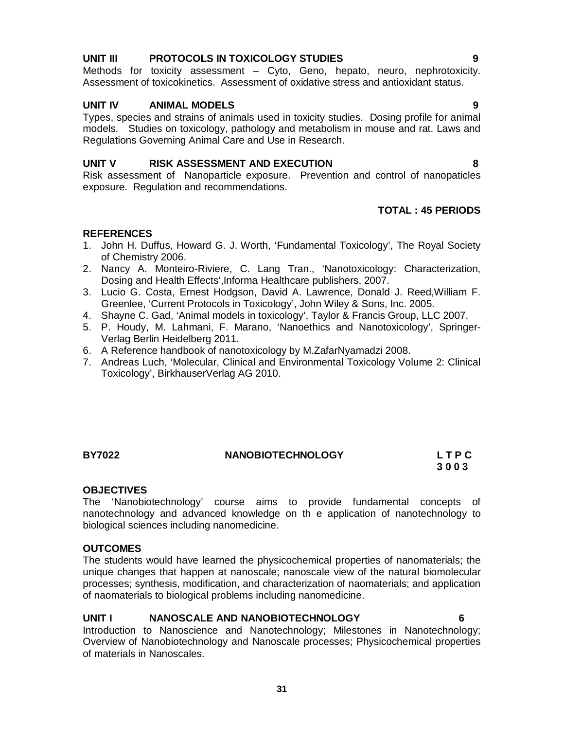**UNIT III PROTOCOLS IN TOXICOLOGY STUDIES 9**

Methods for toxicity assessment – Cyto, Geno, hepato, neuro, nephrotoxicity. Assessment of toxicokinetics. Assessment of oxidative stress and antioxidant status.

**UNIT IV ANIMAL MODELS 9**

Types, species and strains of animals used in toxicity studies. Dosing profile for animal models. Studies on toxicology, pathology and metabolism in mouse and rat. Laws and Regulations Governing Animal Care and Use in Research.

**UNIT V RISK ASSESSMENT AND EXECUTION 8**

Risk assessment of Nanoparticle exposure. Prevention and control of nanopaticles exposure. Regulation and recommendations.

**TOTAL : 45 PERIODS**

**REFERENCES**

1. John H. Duffus, Howard G. J. Worth, 'Fundamental Toxicology', The Royal Society of Chemistry 2006.
2. Nancy A. Monteiro-Riviere, C. Lang Tran., 'Nanotoxicology: Characterization, Dosing and Health Effects',Informa Healthcare publishers, 2007.
3. Lucio G. Costa, Ernest Hodgson, David A. Lawrence, Donald J. Reed,William F. Greenlee, 'Current Protocols in Toxicology', John Wiley & Sons, Inc. 2005.
4. Shayne C. Gad, 'Animal models in toxicology', Taylor & Francis Group, LLC 2007.
5. P. Houdy, M. Lahmani, F. Marano, 'Nanoethics and Nanotoxicology', Springer-Verlag Berlin Heidelberg 2011.
6. A Reference handbook of nanotoxicology by M.ZafarNyamadzi 2008.
7. Andreas Luch, 'Molecular, Clinical and Environmental Toxicology Volume 2: Clinical Toxicology', BirkhauserVerlag AG 2010.

## BY7022 NANOBIOTECHNOLOGY

| L | T | P | C |
|---|---|---|---|
| 3 | 0 | 0 | 3 |

**OBJECTIVES**

The 'Nanobiotechnology' course aims to provide fundamental concepts of nanotechnology and advanced knowledge on th e application of nanotechnology to biological sciences including nanomedicine.

**OUTCOMES**

The students would have learned the physicochemical properties of nanomaterials; the unique changes that happen at nanoscale; nanoscale view of the natural biomolecular processes; synthesis, modification, and characterization of naomaterials; and application of naomaterials to biological problems including nanomedicine.

**UNIT I NANOSCALE AND NANOBIOTECHNOLOGY 6**

Introduction to Nanoscience and Nanotechnology; Milestones in Nanotechnology; Overview of Nanobiotechnology and Nanoscale processes; Physicochemical properties of materials in Nanoscales.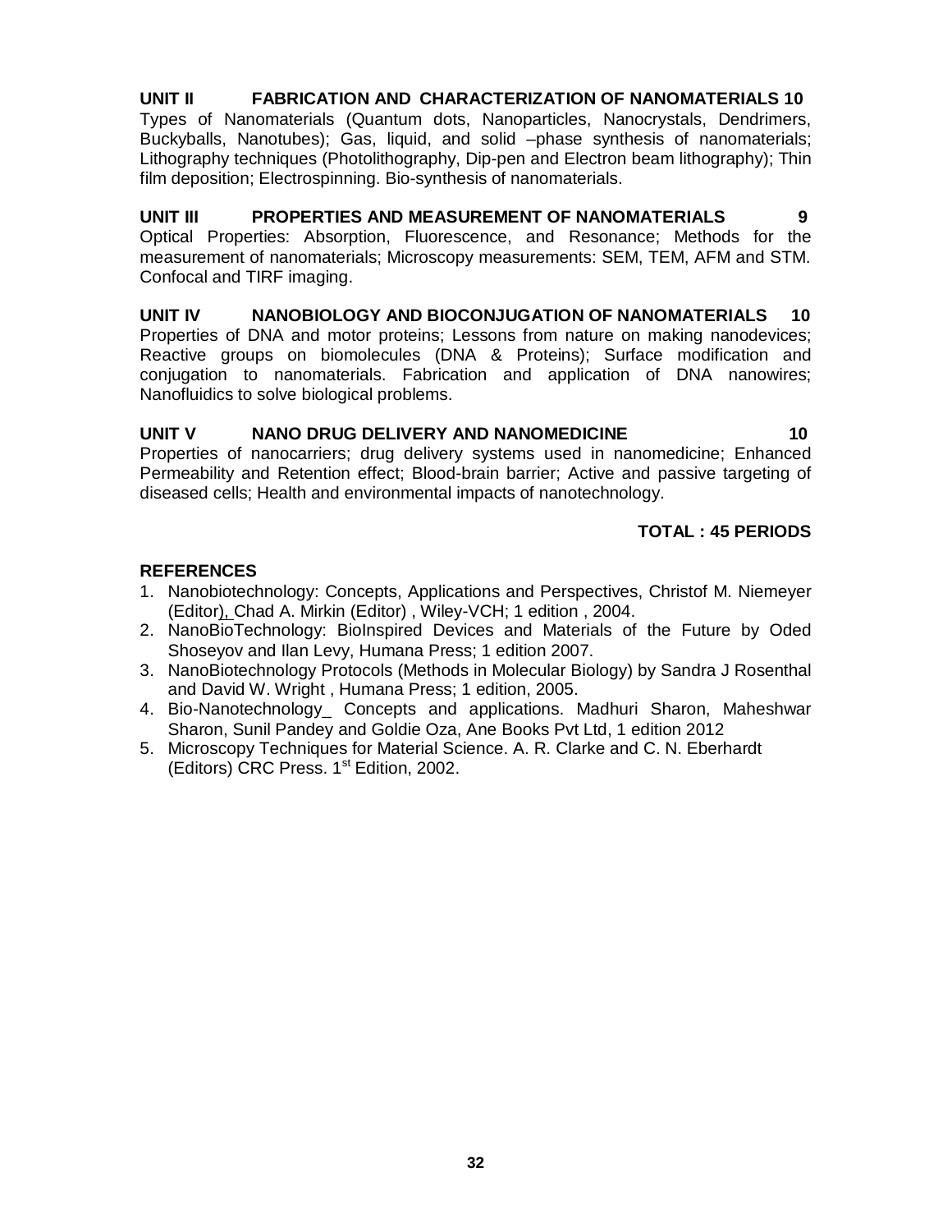**UNIT II FABRICATION AND CHARACTERIZATION OF NANOMATERIALS 10**

Types of Nanomaterials (Quantum dots, Nanoparticles, Nanocrystals, Dendrimers, Buckyballs, Nanotubes); Gas, liquid, and solid –phase synthesis of nanomaterials; Lithography techniques (Photolithography, Dip-pen and Electron beam lithography); Thin film deposition; Electrospinning. Bio-synthesis of nanomaterials.

**UNIT III PROPERTIES AND MEASUREMENT OF NANOMATERIALS 9**

Optical Properties: Absorption, Fluorescence, and Resonance; Methods for the measurement of nanomaterials; Microscopy measurements: SEM, TEM, AFM and STM. Confocal and TIRF imaging.

**UNIT IV NANOBIOLOGY AND BIOCONJUGATION OF NANOMATERIALS 10**

Properties of DNA and motor proteins; Lessons from nature on making nanodevices; Reactive groups on biomolecules (DNA & Proteins); Surface modification and conjugation to nanomaterials. Fabrication and application of DNA nanowires; Nanofluidics to solve biological problems.

**UNIT V NANO DRUG DELIVERY AND NANOMEDICINE 10**

Properties of nanocarriers; drug delivery systems used in nanomedicine; Enhanced Permeability and Retention effect; Blood-brain barrier; Active and passive targeting of diseased cells; Health and environmental impacts of nanotechnology.

**TOTAL : 45 PERIODS**

**REFERENCES**

1. Nanobiotechnology: Concepts, Applications and Perspectives, Christof M. Niemeyer (Editor), Chad A. Mirkin (Editor) , Wiley-VCH; 1 edition , 2004.
2. NanoBioTechnology: BioInspired Devices and Materials of the Future by Oded Shoseyov and Ilan Levy, Humana Press; 1 edition 2007.
3. NanoBiotechnology Protocols (Methods in Molecular Biology) by Sandra J Rosenthal and David W. Wright , Humana Press; 1 edition, 2005.
4. Bio-Nanotechnology_ Concepts and applications. Madhuri Sharon, Maheshwar Sharon, Sunil Pandey and Goldie Oza, Ane Books Pvt Ltd, 1 edition 2012
5. Microscopy Techniques for Material Science. A. R. Clarke and C. N. Eberhardt (Editors) CRC Press. 1st Edition, 2002.